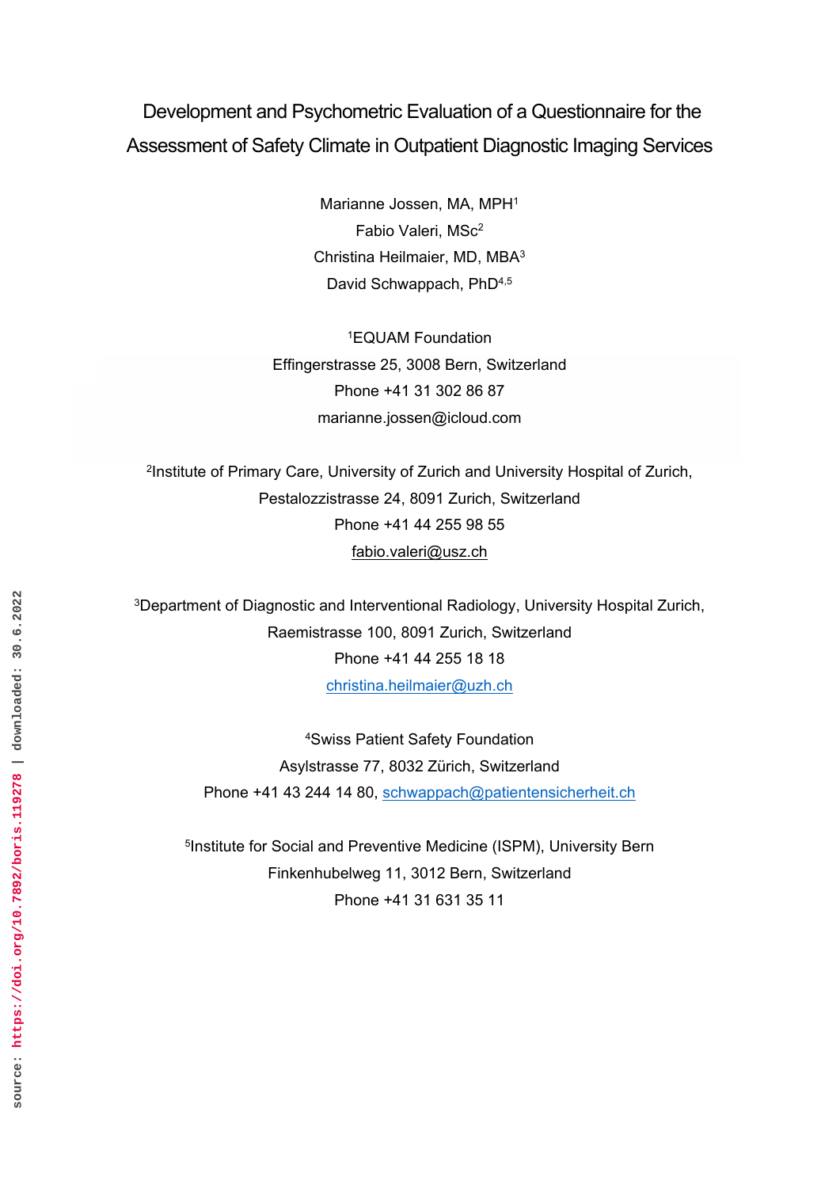# Development and Psychometric Evaluation of a Questionnaire for the Assessment of Safety Climate in Outpatient Diagnostic Imaging Services

Marianne Jossen, MA, MPH[1]
Fabio Valeri, MSc[2]
Christina Heilmaier, MD, MBA[3]
David Schwappach, PhD[4,5]

[1]EQUAM Foundation
Effingerstrasse 25, 3008 Bern, Switzerland
Phone +41 31 302 86 87
marianne.jossen@icloud.com

[2]Institute of Primary Care, University of Zurich and University Hospital of Zurich,
Pestalozzistrasse 24, 8091 Zurich, Switzerland
Phone +41 44 255 98 55
fabio.valeri@usz.ch

[3]Department of Diagnostic and Interventional Radiology, University Hospital Zurich,
Raemistrasse 100, 8091 Zurich, Switzerland
Phone +41 44 255 18 18
christina.heilmaier@uzh.ch

[4]Swiss Patient Safety Foundation
Asylstrasse 77, 8032 Zürich, Switzerland
Phone +41 43 244 14 80, schwappach@patientensicherheit.ch

[5]Institute for Social and Preventive Medicine (ISPM), University Bern
Finkenhubelweg 11, 3012 Bern, Switzerland
Phone +41 31 631 35 11

source: https://doi.org/10.7892/boris.119278 | downloaded: 30.6.2022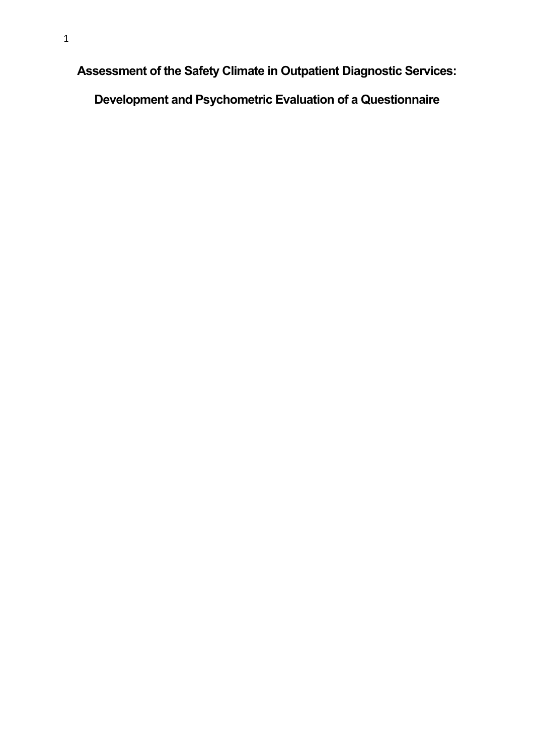# Assessment of the Safety Climate in Outpatient Diagnostic Services:

# Development and Psychometric Evaluation of a Questionnaire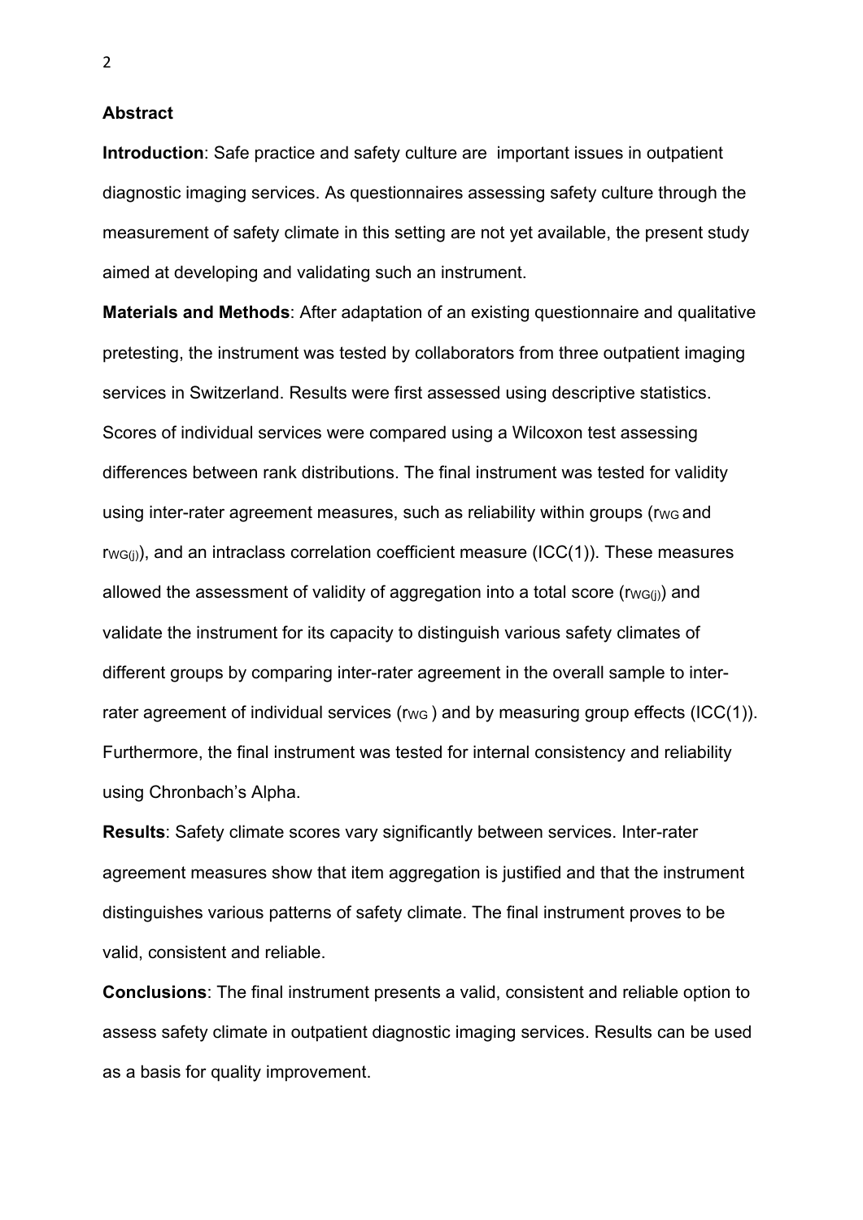**Abstract**

**Introduction**: Safe practice and safety culture are important issues in outpatient diagnostic imaging services. As questionnaires assessing safety culture through the measurement of safety climate in this setting are not yet available, the present study aimed at developing and validating such an instrument.

**Materials and Methods**: After adaptation of an existing questionnaire and qualitative pretesting, the instrument was tested by collaborators from three outpatient imaging services in Switzerland. Results were first assessed using descriptive statistics. Scores of individual services were compared using a Wilcoxon test assessing differences between rank distributions. The final instrument was tested for validity using inter-rater agreement measures, such as reliability within groups ($r_{WG}$ and $r_{WG(j)}$), and an intraclass correlation coefficient measure (ICC(1)). These measures allowed the assessment of validity of aggregation into a total score ($r_{WG(j)}$) and validate the instrument for its capacity to distinguish various safety climates of different groups by comparing inter-rater agreement in the overall sample to inter-rater agreement of individual services ($r_{WG}$ ) and by measuring group effects (ICC(1)). Furthermore, the final instrument was tested for internal consistency and reliability using Chronbach's Alpha.

**Results**: Safety climate scores vary significantly between services. Inter-rater agreement measures show that item aggregation is justified and that the instrument distinguishes various patterns of safety climate. The final instrument proves to be valid, consistent and reliable.

**Conclusions**: The final instrument presents a valid, consistent and reliable option to assess safety climate in outpatient diagnostic imaging services. Results can be used as a basis for quality improvement.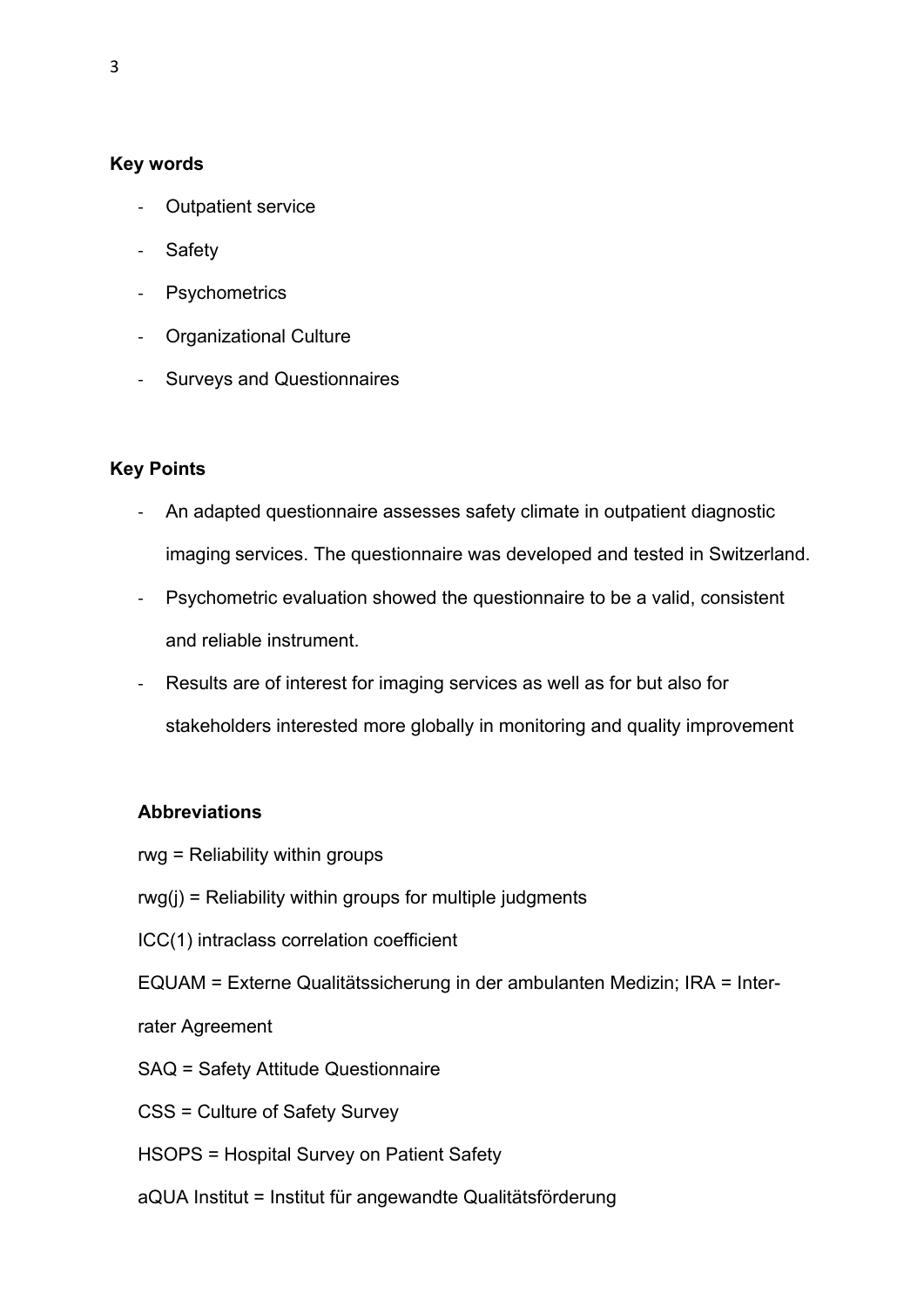**Key words**

- Outpatient service
- Safety
- Psychometrics
- Organizational Culture
- Surveys and Questionnaires

**Key Points**

- An adapted questionnaire assesses safety climate in outpatient diagnostic imaging services. The questionnaire was developed and tested in Switzerland.
- Psychometric evaluation showed the questionnaire to be a valid, consistent and reliable instrument.
- Results are of interest for imaging services as well as for but also for stakeholders interested more globally in monitoring and quality improvement

**Abbreviations**

rwg = Reliability within groups

rwg(j) = Reliability within groups for multiple judgments

ICC(1) intraclass correlation coefficient

EQUAM = Externe Qualitätssicherung in der ambulanten Medizin; IRA = Inter-rater Agreement

SAQ = Safety Attitude Questionnaire

CSS = Culture of Safety Survey

HSOPS = Hospital Survey on Patient Safety

aQUA Institut = Institut für angewandte Qualitätsförderung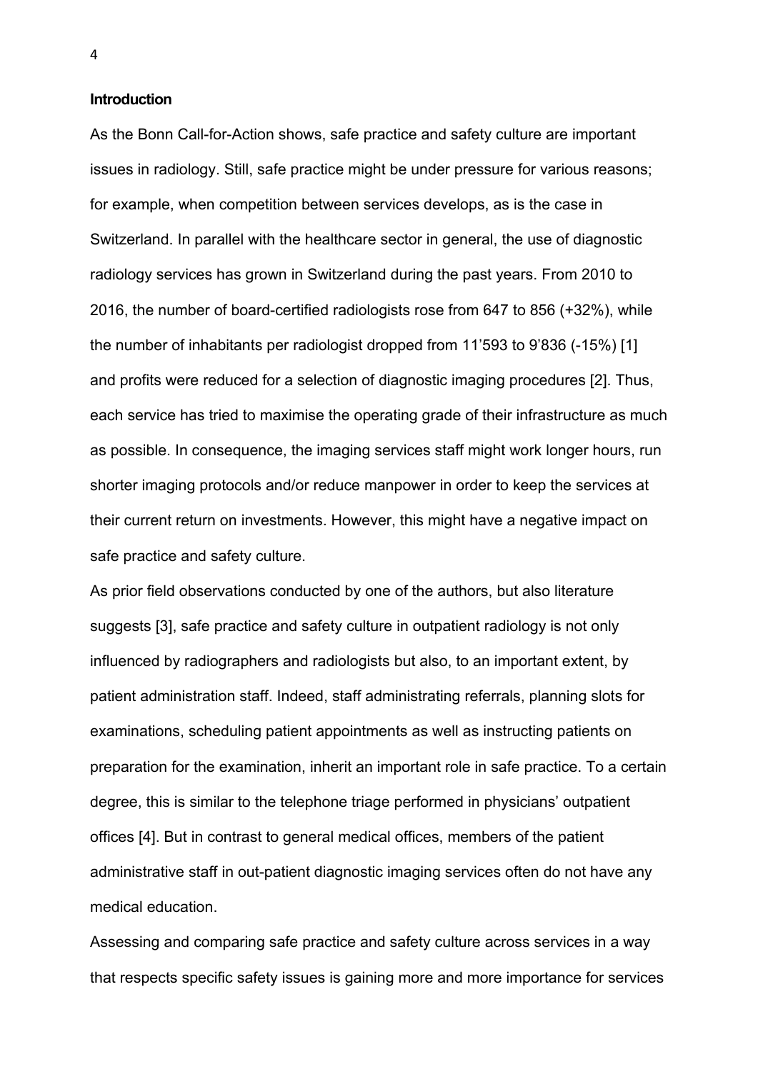## Introduction

As the Bonn Call-for-Action shows, safe practice and safety culture are important issues in radiology. Still, safe practice might be under pressure for various reasons; for example, when competition between services develops, as is the case in Switzerland. In parallel with the healthcare sector in general, the use of diagnostic radiology services has grown in Switzerland during the past years. From 2010 to 2016, the number of board-certified radiologists rose from 647 to 856 (+32%), while the number of inhabitants per radiologist dropped from 11'593 to 9'836 (-15%) [1] and profits were reduced for a selection of diagnostic imaging procedures [2]. Thus, each service has tried to maximise the operating grade of their infrastructure as much as possible. In consequence, the imaging services staff might work longer hours, run shorter imaging protocols and/or reduce manpower in order to keep the services at their current return on investments. However, this might have a negative impact on safe practice and safety culture.

As prior field observations conducted by one of the authors, but also literature suggests [3], safe practice and safety culture in outpatient radiology is not only influenced by radiographers and radiologists but also, to an important extent, by patient administration staff. Indeed, staff administrating referrals, planning slots for examinations, scheduling patient appointments as well as instructing patients on preparation for the examination, inherit an important role in safe practice. To a certain degree, this is similar to the telephone triage performed in physicians' outpatient offices [4]. But in contrast to general medical offices, members of the patient administrative staff in out-patient diagnostic imaging services often do not have any medical education.

Assessing and comparing safe practice and safety culture across services in a way that respects specific safety issues is gaining more and more importance for services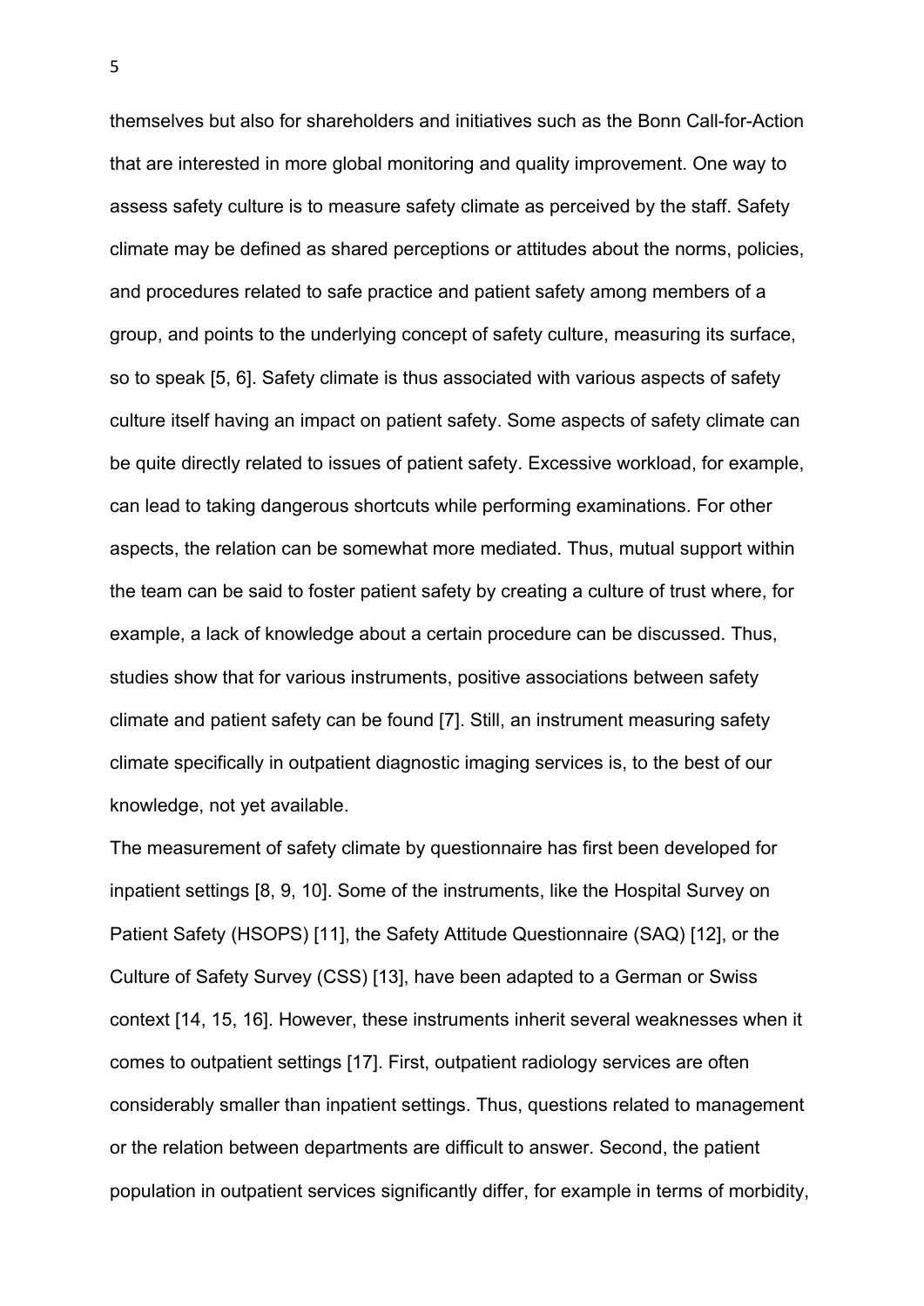themselves but also for shareholders and initiatives such as the Bonn Call-for-Action that are interested in more global monitoring and quality improvement. One way to assess safety culture is to measure safety climate as perceived by the staff. Safety climate may be defined as shared perceptions or attitudes about the norms, policies, and procedures related to safe practice and patient safety among members of a group, and points to the underlying concept of safety culture, measuring its surface, so to speak [5, 6]. Safety climate is thus associated with various aspects of safety culture itself having an impact on patient safety. Some aspects of safety climate can be quite directly related to issues of patient safety. Excessive workload, for example, can lead to taking dangerous shortcuts while performing examinations. For other aspects, the relation can be somewhat more mediated. Thus, mutual support within the team can be said to foster patient safety by creating a culture of trust where, for example, a lack of knowledge about a certain procedure can be discussed. Thus, studies show that for various instruments, positive associations between safety climate and patient safety can be found [7]. Still, an instrument measuring safety climate specifically in outpatient diagnostic imaging services is, to the best of our knowledge, not yet available.

The measurement of safety climate by questionnaire has first been developed for inpatient settings [8, 9, 10]. Some of the instruments, like the Hospital Survey on Patient Safety (HSOPS) [11], the Safety Attitude Questionnaire (SAQ) [12], or the Culture of Safety Survey (CSS) [13], have been adapted to a German or Swiss context [14, 15, 16]. However, these instruments inherit several weaknesses when it comes to outpatient settings [17]. First, outpatient radiology services are often considerably smaller than inpatient settings. Thus, questions related to management or the relation between departments are difficult to answer. Second, the patient population in outpatient services significantly differ, for example in terms of morbidity,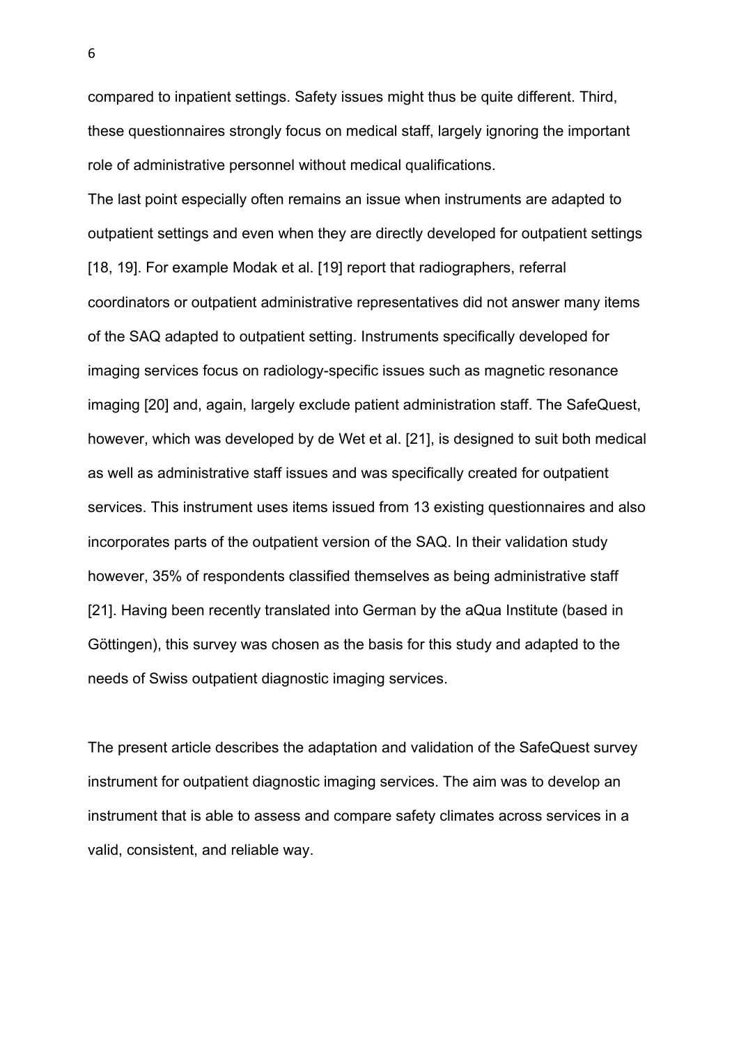compared to inpatient settings. Safety issues might thus be quite different. Third, these questionnaires strongly focus on medical staff, largely ignoring the important role of administrative personnel without medical qualifications.

The last point especially often remains an issue when instruments are adapted to outpatient settings and even when they are directly developed for outpatient settings [18, 19]. For example Modak et al. [19] report that radiographers, referral coordinators or outpatient administrative representatives did not answer many items of the SAQ adapted to outpatient setting. Instruments specifically developed for imaging services focus on radiology-specific issues such as magnetic resonance imaging [20] and, again, largely exclude patient administration staff. The SafeQuest, however, which was developed by de Wet et al. [21], is designed to suit both medical as well as administrative staff issues and was specifically created for outpatient services. This instrument uses items issued from 13 existing questionnaires and also incorporates parts of the outpatient version of the SAQ. In their validation study however, 35% of respondents classified themselves as being administrative staff [21]. Having been recently translated into German by the aQua Institute (based in Göttingen), this survey was chosen as the basis for this study and adapted to the needs of Swiss outpatient diagnostic imaging services.

The present article describes the adaptation and validation of the SafeQuest survey instrument for outpatient diagnostic imaging services. The aim was to develop an instrument that is able to assess and compare safety climates across services in a valid, consistent, and reliable way.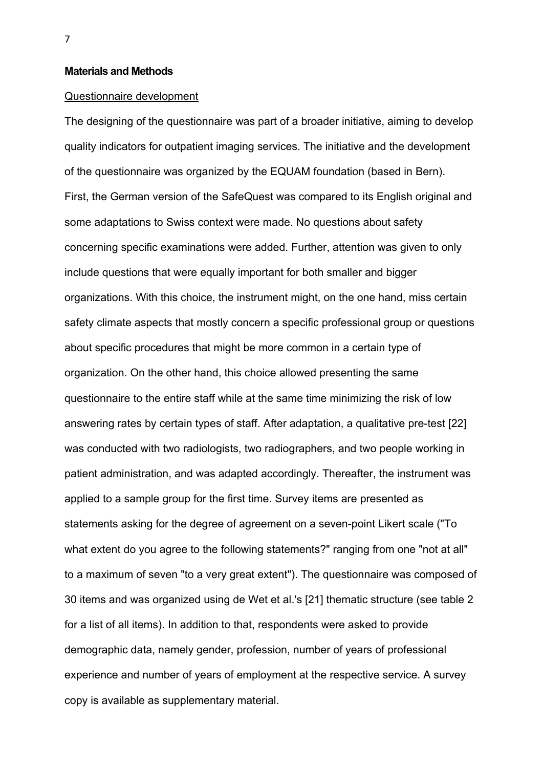## Materials and Methods

### Questionnaire development

The designing of the questionnaire was part of a broader initiative, aiming to develop quality indicators for outpatient imaging services. The initiative and the development of the questionnaire was organized by the EQUAM foundation (based in Bern). First, the German version of the SafeQuest was compared to its English original and some adaptations to Swiss context were made. No questions about safety concerning specific examinations were added. Further, attention was given to only include questions that were equally important for both smaller and bigger organizations. With this choice, the instrument might, on the one hand, miss certain safety climate aspects that mostly concern a specific professional group or questions about specific procedures that might be more common in a certain type of organization. On the other hand, this choice allowed presenting the same questionnaire to the entire staff while at the same time minimizing the risk of low answering rates by certain types of staff. After adaptation, a qualitative pre-test [22] was conducted with two radiologists, two radiographers, and two people working in patient administration, and was adapted accordingly. Thereafter, the instrument was applied to a sample group for the first time. Survey items are presented as statements asking for the degree of agreement on a seven-point Likert scale ("To what extent do you agree to the following statements?" ranging from one "not at all" to a maximum of seven "to a very great extent"). The questionnaire was composed of 30 items and was organized using de Wet et al.'s [21] thematic structure (see table 2 for a list of all items). In addition to that, respondents were asked to provide demographic data, namely gender, profession, number of years of professional experience and number of years of employment at the respective service. A survey copy is available as supplementary material.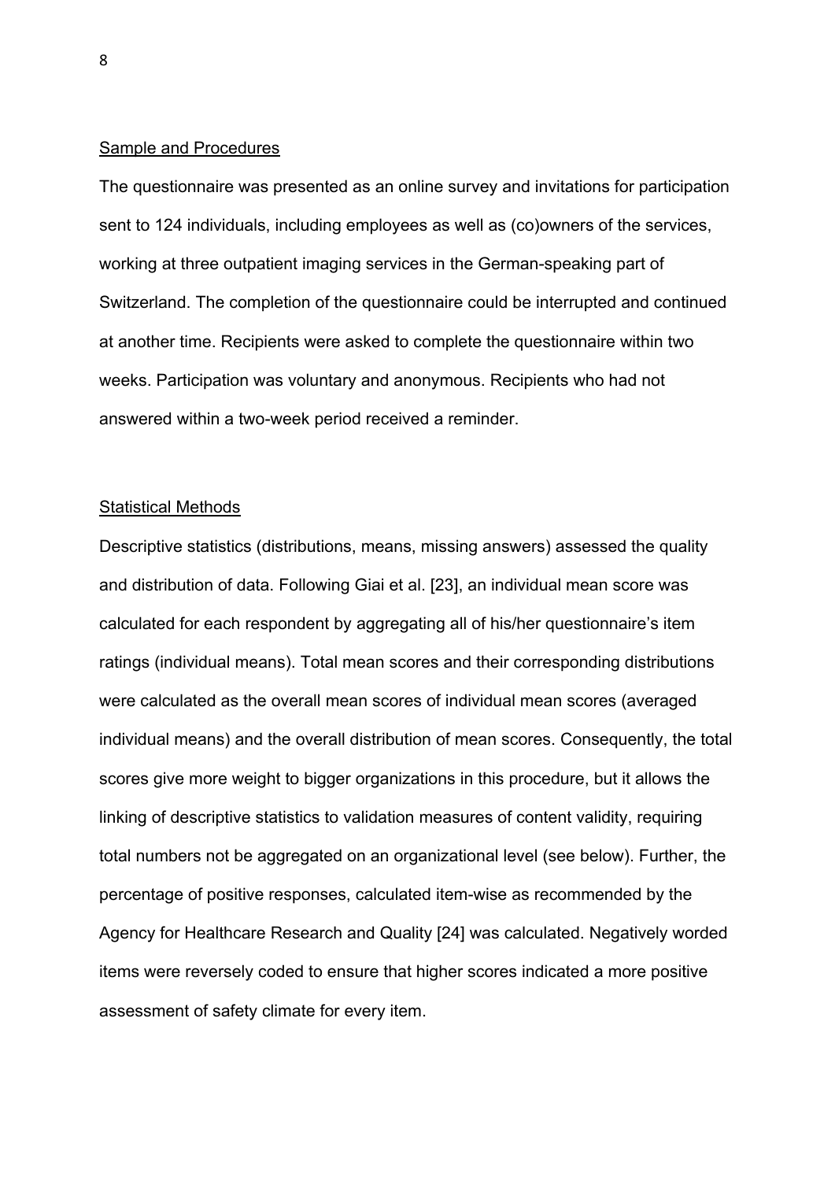Sample and Procedures

The questionnaire was presented as an online survey and invitations for participation sent to 124 individuals, including employees as well as (co)owners of the services, working at three outpatient imaging services in the German-speaking part of Switzerland. The completion of the questionnaire could be interrupted and continued at another time. Recipients were asked to complete the questionnaire within two weeks. Participation was voluntary and anonymous. Recipients who had not answered within a two-week period received a reminder.

Statistical Methods

Descriptive statistics (distributions, means, missing answers) assessed the quality and distribution of data. Following Giai et al. [23], an individual mean score was calculated for each respondent by aggregating all of his/her questionnaire's item ratings (individual means). Total mean scores and their corresponding distributions were calculated as the overall mean scores of individual mean scores (averaged individual means) and the overall distribution of mean scores. Consequently, the total scores give more weight to bigger organizations in this procedure, but it allows the linking of descriptive statistics to validation measures of content validity, requiring total numbers not be aggregated on an organizational level (see below). Further, the percentage of positive responses, calculated item-wise as recommended by the Agency for Healthcare Research and Quality [24] was calculated. Negatively worded items were reversely coded to ensure that higher scores indicated a more positive assessment of safety climate for every item.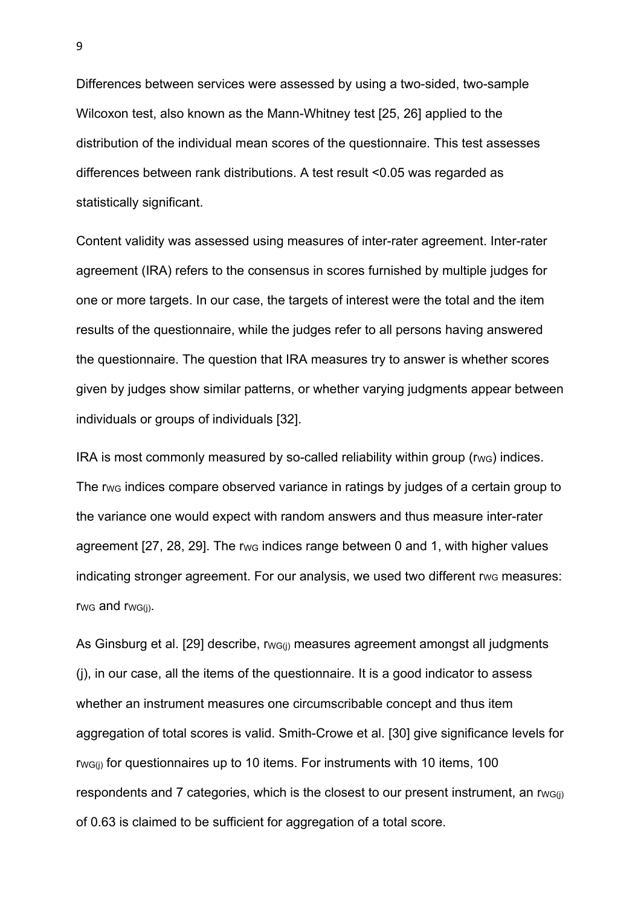Differences between services were assessed by using a two-sided, two-sample Wilcoxon test, also known as the Mann-Whitney test [25, 26] applied to the distribution of the individual mean scores of the questionnaire. This test assesses differences between rank distributions. A test result <0.05 was regarded as statistically significant.

Content validity was assessed using measures of inter-rater agreement. Inter-rater agreement (IRA) refers to the consensus in scores furnished by multiple judges for one or more targets. In our case, the targets of interest were the total and the item results of the questionnaire, while the judges refer to all persons having answered the questionnaire. The question that IRA measures try to answer is whether scores given by judges show similar patterns, or whether varying judgments appear between individuals or groups of individuals [32].

IRA is most commonly measured by so-called reliability within group ($r_{WG}$) indices. The $r_{WG}$ indices compare observed variance in ratings by judges of a certain group to the variance one would expect with random answers and thus measure inter-rater agreement [27, 28, 29]. The $r_{WG}$ indices range between 0 and 1, with higher values indicating stronger agreement. For our analysis, we used two different $r_{WG}$ measures: $r_{WG}$ and $r_{WG(j)}$.

As Ginsburg et al. [29] describe, $r_{WG(j)}$ measures agreement amongst all judgments (j), in our case, all the items of the questionnaire. It is a good indicator to assess whether an instrument measures one circumscribable concept and thus item aggregation of total scores is valid. Smith-Crowe et al. [30] give significance levels for $r_{WG(j)}$ for questionnaires up to 10 items. For instruments with 10 items, 100 respondents and 7 categories, which is the closest to our present instrument, an $r_{WG(j)}$ of 0.63 is claimed to be sufficient for aggregation of a total score.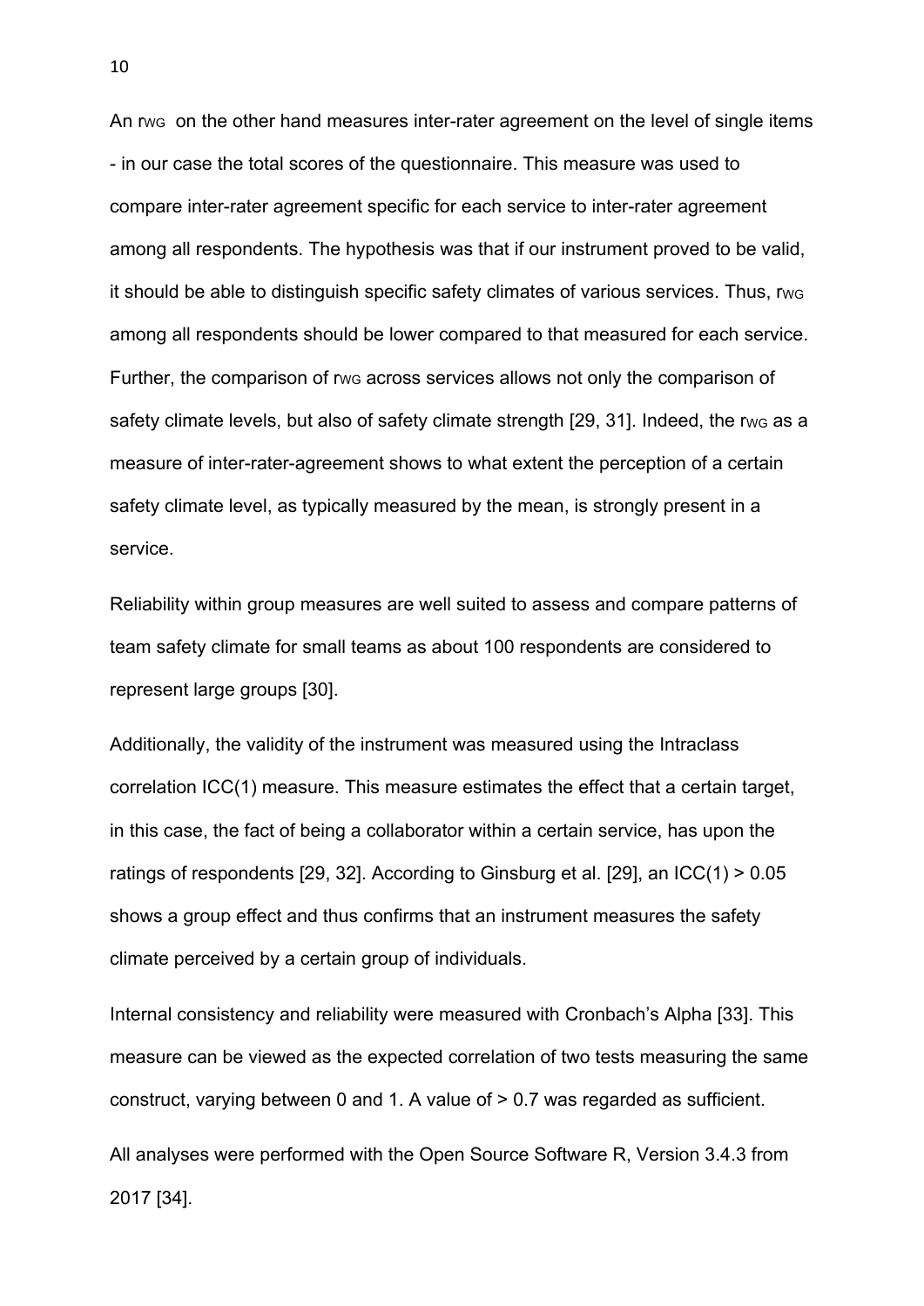An $r_{WG}$ on the other hand measures inter-rater agreement on the level of single items - in our case the total scores of the questionnaire. This measure was used to compare inter-rater agreement specific for each service to inter-rater agreement among all respondents. The hypothesis was that if our instrument proved to be valid, it should be able to distinguish specific safety climates of various services. Thus, $r_{WG}$ among all respondents should be lower compared to that measured for each service. Further, the comparison of $r_{WG}$ across services allows not only the comparison of safety climate levels, but also of safety climate strength [29, 31]. Indeed, the $r_{WG}$ as a measure of inter-rater-agreement shows to what extent the perception of a certain safety climate level, as typically measured by the mean, is strongly present in a service.

Reliability within group measures are well suited to assess and compare patterns of team safety climate for small teams as about 100 respondents are considered to represent large groups [30].

Additionally, the validity of the instrument was measured using the Intraclass correlation ICC(1) measure. This measure estimates the effect that a certain target, in this case, the fact of being a collaborator within a certain service, has upon the ratings of respondents [29, 32]. According to Ginsburg et al. [29], an ICC(1) > 0.05 shows a group effect and thus confirms that an instrument measures the safety climate perceived by a certain group of individuals.

Internal consistency and reliability were measured with Cronbach's Alpha [33]. This measure can be viewed as the expected correlation of two tests measuring the same construct, varying between 0 and 1. A value of > 0.7 was regarded as sufficient.

All analyses were performed with the Open Source Software R, Version 3.4.3 from 2017 [34].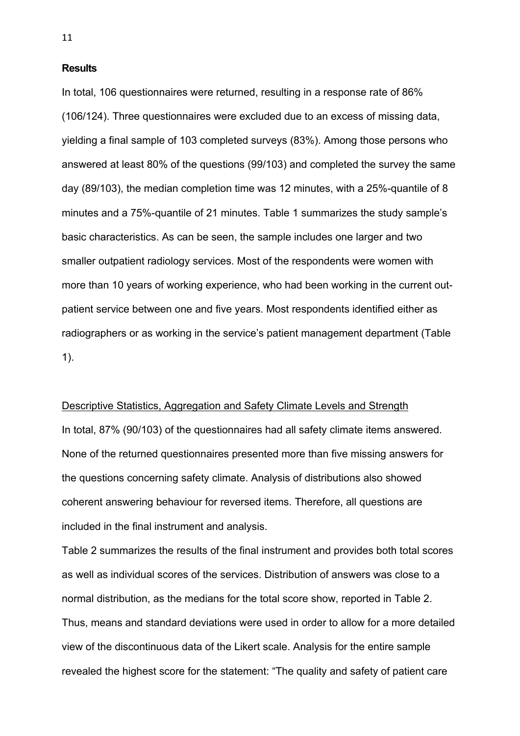## Results

In total, 106 questionnaires were returned, resulting in a response rate of 86% (106/124). Three questionnaires were excluded due to an excess of missing data, yielding a final sample of 103 completed surveys (83%). Among those persons who answered at least 80% of the questions (99/103) and completed the survey the same day (89/103), the median completion time was 12 minutes, with a 25%-quantile of 8 minutes and a 75%-quantile of 21 minutes. Table 1 summarizes the study sample's basic characteristics. As can be seen, the sample includes one larger and two smaller outpatient radiology services. Most of the respondents were women with more than 10 years of working experience, who had been working in the current out-patient service between one and five years. Most respondents identified either as radiographers or as working in the service's patient management department (Table 1).

### Descriptive Statistics, Aggregation and Safety Climate Levels and Strength

In total, 87% (90/103) of the questionnaires had all safety climate items answered. None of the returned questionnaires presented more than five missing answers for the questions concerning safety climate. Analysis of distributions also showed coherent answering behaviour for reversed items. Therefore, all questions are included in the final instrument and analysis.

Table 2 summarizes the results of the final instrument and provides both total scores as well as individual scores of the services. Distribution of answers was close to a normal distribution, as the medians for the total score show, reported in Table 2. Thus, means and standard deviations were used in order to allow for a more detailed view of the discontinuous data of the Likert scale. Analysis for the entire sample revealed the highest score for the statement: "The quality and safety of patient care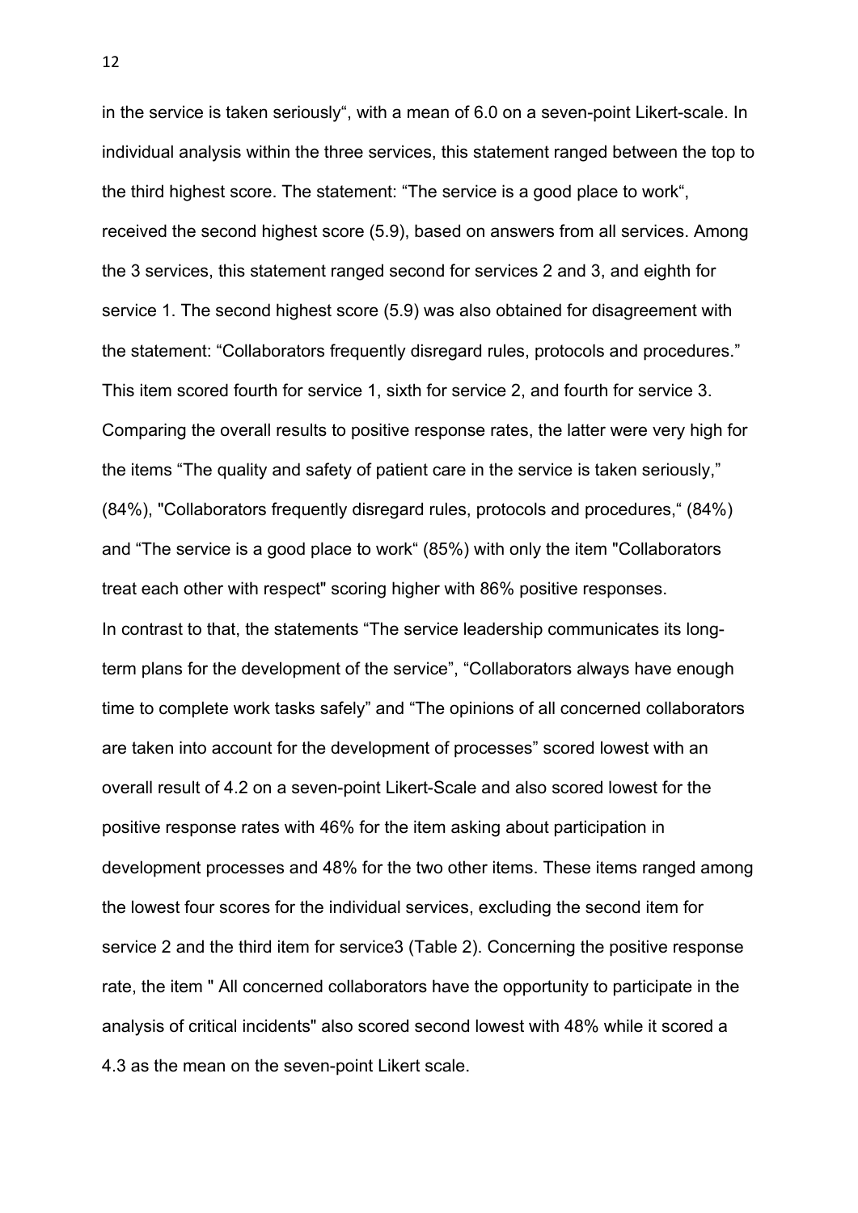in the service is taken seriously“, with a mean of 6.0 on a seven-point Likert-scale. In individual analysis within the three services, this statement ranged between the top to the third highest score. The statement: “The service is a good place to work“, received the second highest score (5.9), based on answers from all services. Among the 3 services, this statement ranged second for services 2 and 3, and eighth for service 1. The second highest score (5.9) was also obtained for disagreement with the statement: “Collaborators frequently disregard rules, protocols and procedures.” This item scored fourth for service 1, sixth for service 2, and fourth for service 3. Comparing the overall results to positive response rates, the latter were very high for the items “The quality and safety of patient care in the service is taken seriously,” (84%), "Collaborators frequently disregard rules, protocols and procedures,“ (84%) and “The service is a good place to work“ (85%) with only the item "Collaborators treat each other with respect" scoring higher with 86% positive responses.

In contrast to that, the statements “The service leadership communicates its long-term plans for the development of the service”, “Collaborators always have enough time to complete work tasks safely” and “The opinions of all concerned collaborators are taken into account for the development of processes” scored lowest with an overall result of 4.2 on a seven-point Likert-Scale and also scored lowest for the positive response rates with 46% for the item asking about participation in development processes and 48% for the two other items. These items ranged among the lowest four scores for the individual services, excluding the second item for service 2 and the third item for service3 (Table 2). Concerning the positive response rate, the item " All concerned collaborators have the opportunity to participate in the analysis of critical incidents" also scored second lowest with 48% while it scored a 4.3 as the mean on the seven-point Likert scale.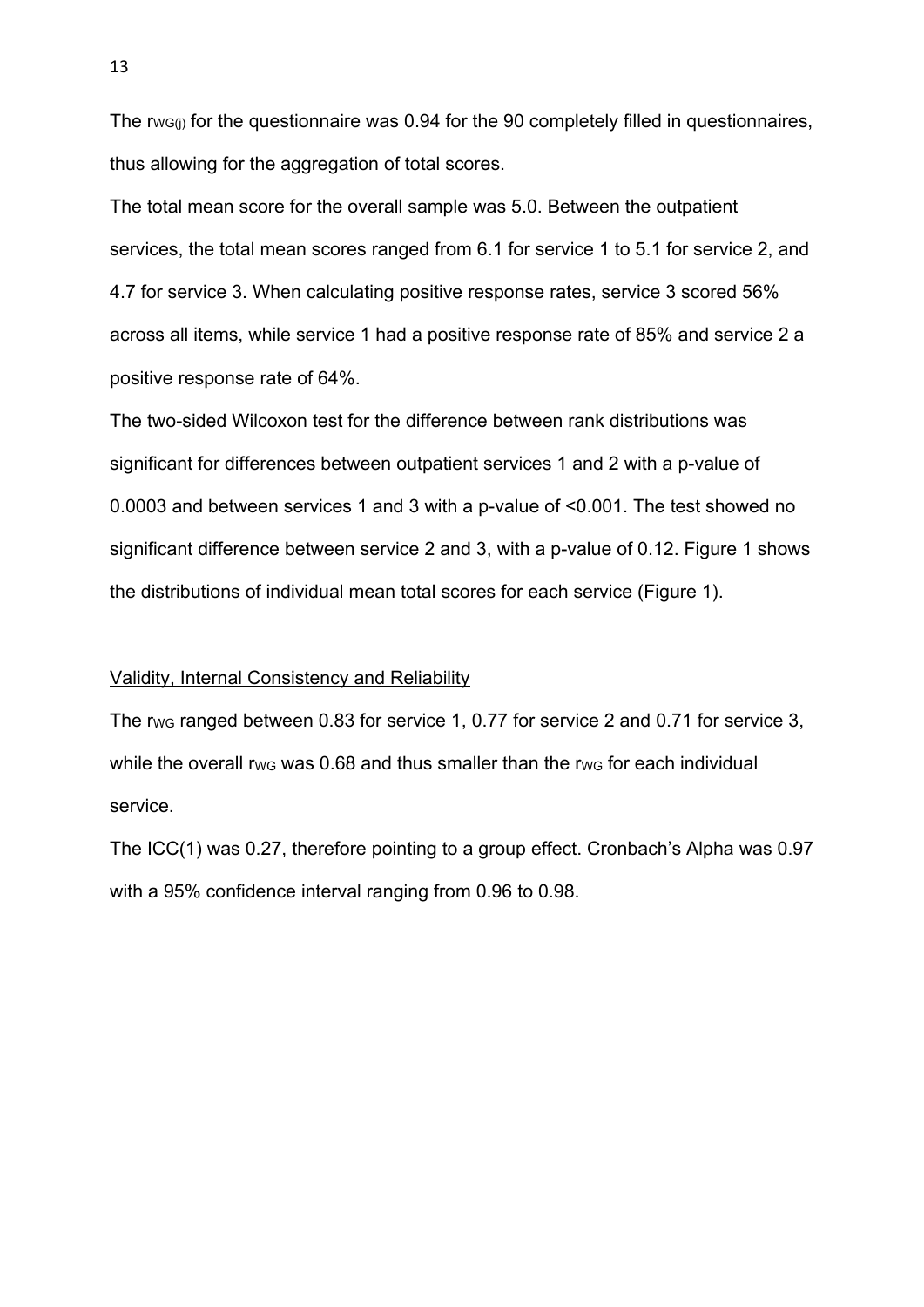The $r_{WG(j)}$ for the questionnaire was 0.94 for the 90 completely filled in questionnaires, thus allowing for the aggregation of total scores.

The total mean score for the overall sample was 5.0. Between the outpatient services, the total mean scores ranged from 6.1 for service 1 to 5.1 for service 2, and 4.7 for service 3. When calculating positive response rates, service 3 scored 56% across all items, while service 1 had a positive response rate of 85% and service 2 a positive response rate of 64%.

The two-sided Wilcoxon test for the difference between rank distributions was significant for differences between outpatient services 1 and 2 with a p-value of 0.0003 and between services 1 and 3 with a p-value of <0.001. The test showed no significant difference between service 2 and 3, with a p-value of 0.12. Figure 1 shows the distributions of individual mean total scores for each service (Figure 1).

## Validity, Internal Consistency and Reliability

The $r_{WG}$ ranged between 0.83 for service 1, 0.77 for service 2 and 0.71 for service 3, while the overall $r_{WG}$ was 0.68 and thus smaller than the $r_{WG}$ for each individual service.

The ICC(1) was 0.27, therefore pointing to a group effect. Cronbach's Alpha was 0.97 with a 95% confidence interval ranging from 0.96 to 0.98.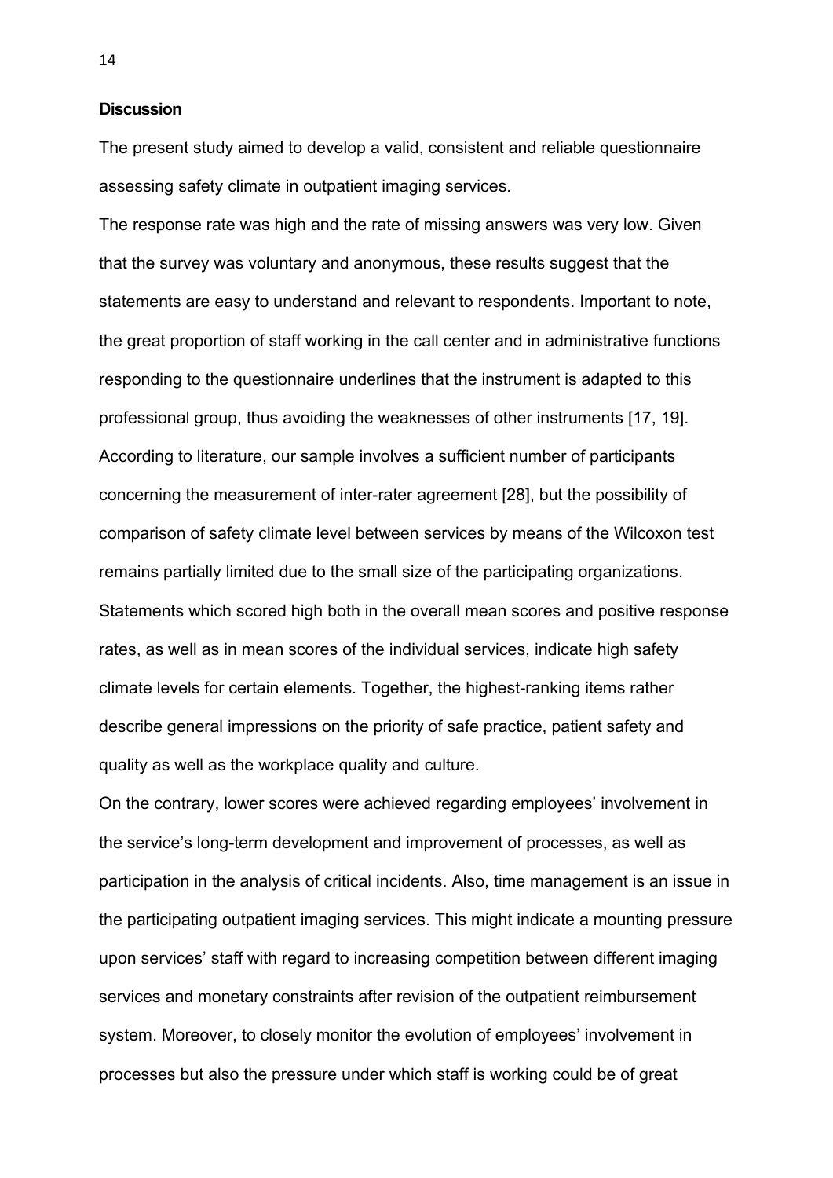**Discussion**

The present study aimed to develop a valid, consistent and reliable questionnaire assessing safety climate in outpatient imaging services.

The response rate was high and the rate of missing answers was very low. Given that the survey was voluntary and anonymous, these results suggest that the statements are easy to understand and relevant to respondents. Important to note, the great proportion of staff working in the call center and in administrative functions responding to the questionnaire underlines that the instrument is adapted to this professional group, thus avoiding the weaknesses of other instruments [17, 19]. According to literature, our sample involves a sufficient number of participants concerning the measurement of inter-rater agreement [28], but the possibility of comparison of safety climate level between services by means of the Wilcoxon test remains partially limited due to the small size of the participating organizations. Statements which scored high both in the overall mean scores and positive response rates, as well as in mean scores of the individual services, indicate high safety climate levels for certain elements. Together, the highest-ranking items rather describe general impressions on the priority of safe practice, patient safety and quality as well as the workplace quality and culture.

On the contrary, lower scores were achieved regarding employees' involvement in the service's long-term development and improvement of processes, as well as participation in the analysis of critical incidents. Also, time management is an issue in the participating outpatient imaging services. This might indicate a mounting pressure upon services' staff with regard to increasing competition between different imaging services and monetary constraints after revision of the outpatient reimbursement system. Moreover, to closely monitor the evolution of employees' involvement in processes but also the pressure under which staff is working could be of great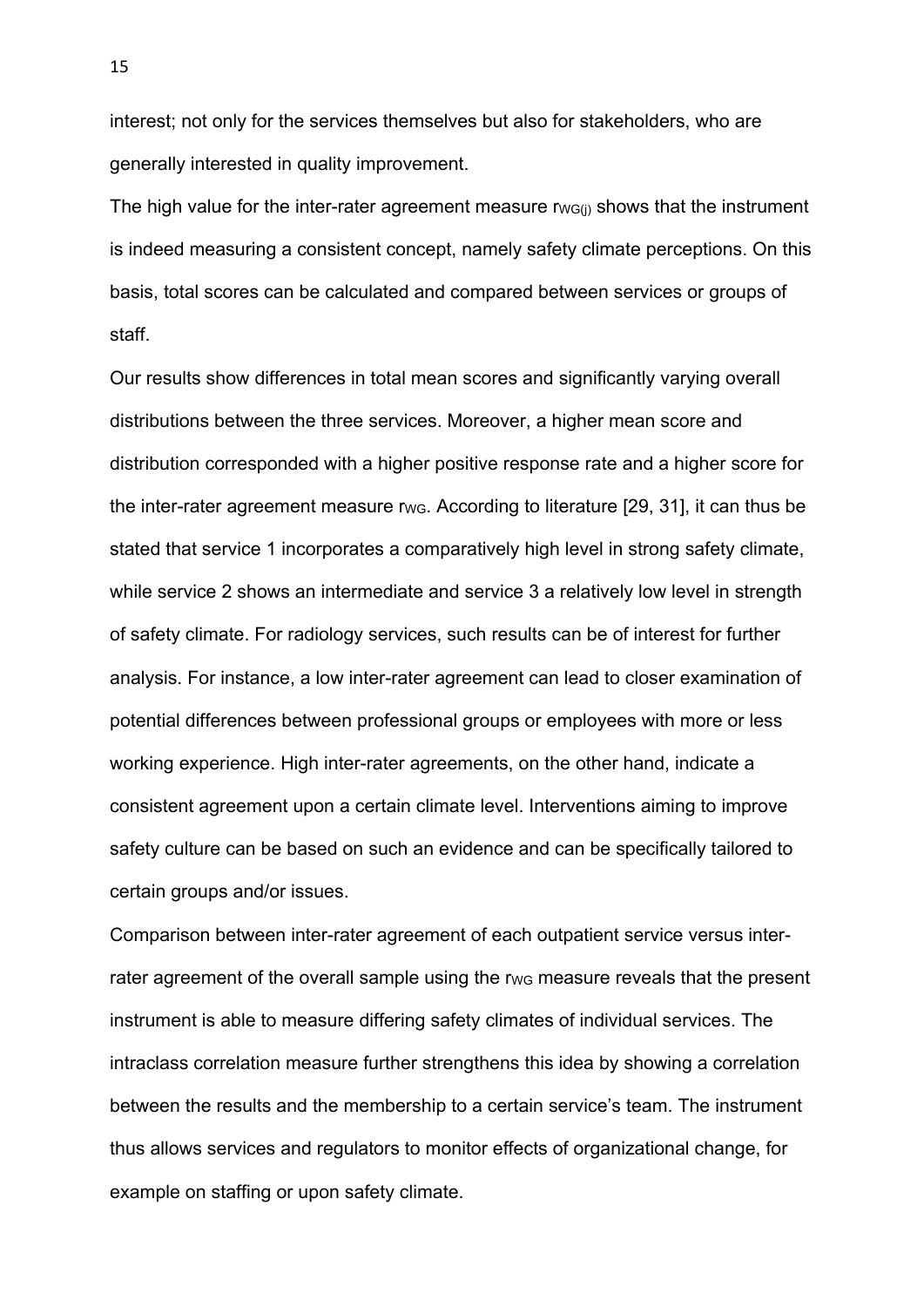interest; not only for the services themselves but also for stakeholders, who are generally interested in quality improvement.

The high value for the inter-rater agreement measure $r_{WG(j)}$ shows that the instrument is indeed measuring a consistent concept, namely safety climate perceptions. On this basis, total scores can be calculated and compared between services or groups of staff.

Our results show differences in total mean scores and significantly varying overall distributions between the three services. Moreover, a higher mean score and distribution corresponded with a higher positive response rate and a higher score for the inter-rater agreement measure $r_{WG}$. According to literature [29, 31], it can thus be stated that service 1 incorporates a comparatively high level in strong safety climate, while service 2 shows an intermediate and service 3 a relatively low level in strength of safety climate. For radiology services, such results can be of interest for further analysis. For instance, a low inter-rater agreement can lead to closer examination of potential differences between professional groups or employees with more or less working experience. High inter-rater agreements, on the other hand, indicate a consistent agreement upon a certain climate level. Interventions aiming to improve safety culture can be based on such an evidence and can be specifically tailored to certain groups and/or issues.

Comparison between inter-rater agreement of each outpatient service versus inter-rater agreement of the overall sample using the $r_{WG}$ measure reveals that the present instrument is able to measure differing safety climates of individual services. The intraclass correlation measure further strengthens this idea by showing a correlation between the results and the membership to a certain service's team. The instrument thus allows services and regulators to monitor effects of organizational change, for example on staffing or upon safety climate.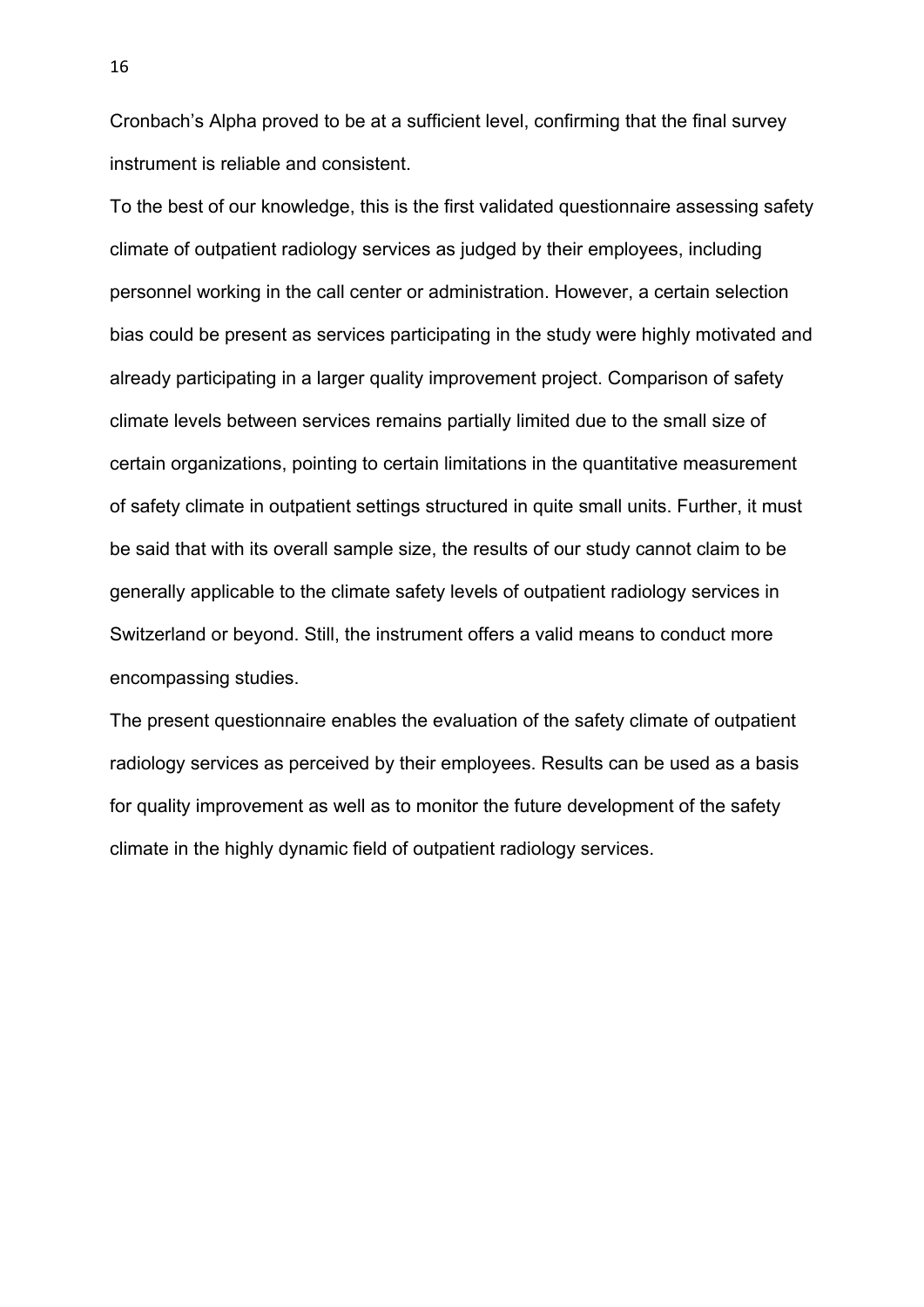Cronbach's Alpha proved to be at a sufficient level, confirming that the final survey instrument is reliable and consistent.

To the best of our knowledge, this is the first validated questionnaire assessing safety climate of outpatient radiology services as judged by their employees, including personnel working in the call center or administration. However, a certain selection bias could be present as services participating in the study were highly motivated and already participating in a larger quality improvement project. Comparison of safety climate levels between services remains partially limited due to the small size of certain organizations, pointing to certain limitations in the quantitative measurement of safety climate in outpatient settings structured in quite small units. Further, it must be said that with its overall sample size, the results of our study cannot claim to be generally applicable to the climate safety levels of outpatient radiology services in Switzerland or beyond. Still, the instrument offers a valid means to conduct more encompassing studies.

The present questionnaire enables the evaluation of the safety climate of outpatient radiology services as perceived by their employees. Results can be used as a basis for quality improvement as well as to monitor the future development of the safety climate in the highly dynamic field of outpatient radiology services.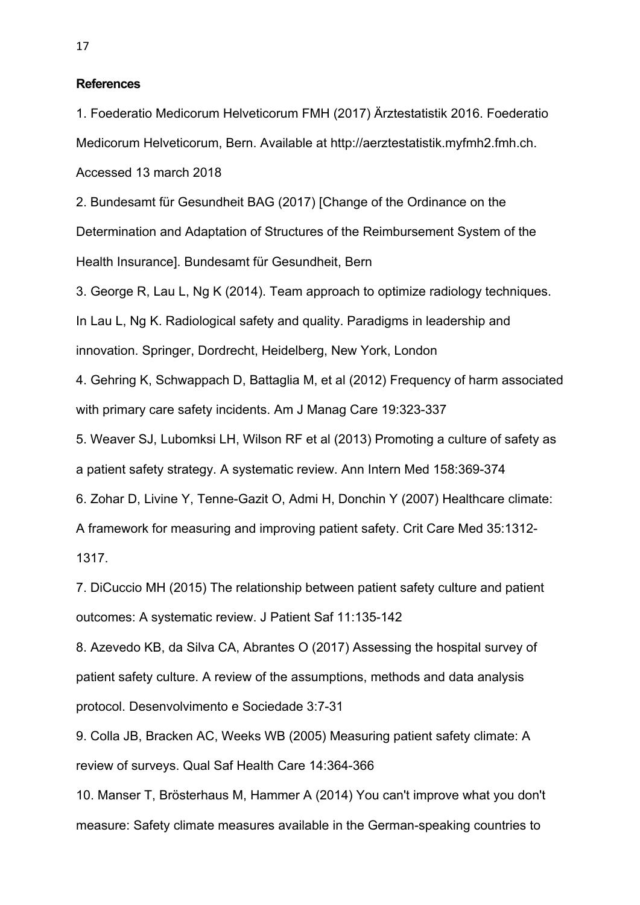**References**

1. Foederatio Medicorum Helveticorum FMH (2017) Ärztestatistik 2016. Foederatio Medicorum Helveticorum, Bern. Available at http://aerztestatistik.myfmh2.fmh.ch. Accessed 13 march 2018

2. Bundesamt für Gesundheit BAG (2017) [Change of the Ordinance on the Determination and Adaptation of Structures of the Reimbursement System of the Health Insurance]. Bundesamt für Gesundheit, Bern

3. George R, Lau L, Ng K (2014). Team approach to optimize radiology techniques. In Lau L, Ng K. Radiological safety and quality. Paradigms in leadership and innovation. Springer, Dordrecht, Heidelberg, New York, London

4. Gehring K, Schwappach D, Battaglia M, et al (2012) Frequency of harm associated with primary care safety incidents. Am J Manag Care 19:323-337

5. Weaver SJ, Lubomksi LH, Wilson RF et al (2013) Promoting a culture of safety as a patient safety strategy. A systematic review. Ann Intern Med 158:369-374

6. Zohar D, Livine Y, Tenne-Gazit O, Admi H, Donchin Y (2007) Healthcare climate: A framework for measuring and improving patient safety. Crit Care Med 35:1312-1317.

7. DiCuccio MH (2015) The relationship between patient safety culture and patient outcomes: A systematic review. J Patient Saf 11:135-142

8. Azevedo KB, da Silva CA, Abrantes O (2017) Assessing the hospital survey of patient safety culture. A review of the assumptions, methods and data analysis protocol. Desenvolvimento e Sociedade 3:7-31

9. Colla JB, Bracken AC, Weeks WB (2005) Measuring patient safety climate: A review of surveys. Qual Saf Health Care 14:364-366

10. Manser T, Brösterhaus M, Hammer A (2014) You can't improve what you don't measure: Safety climate measures available in the German-speaking countries to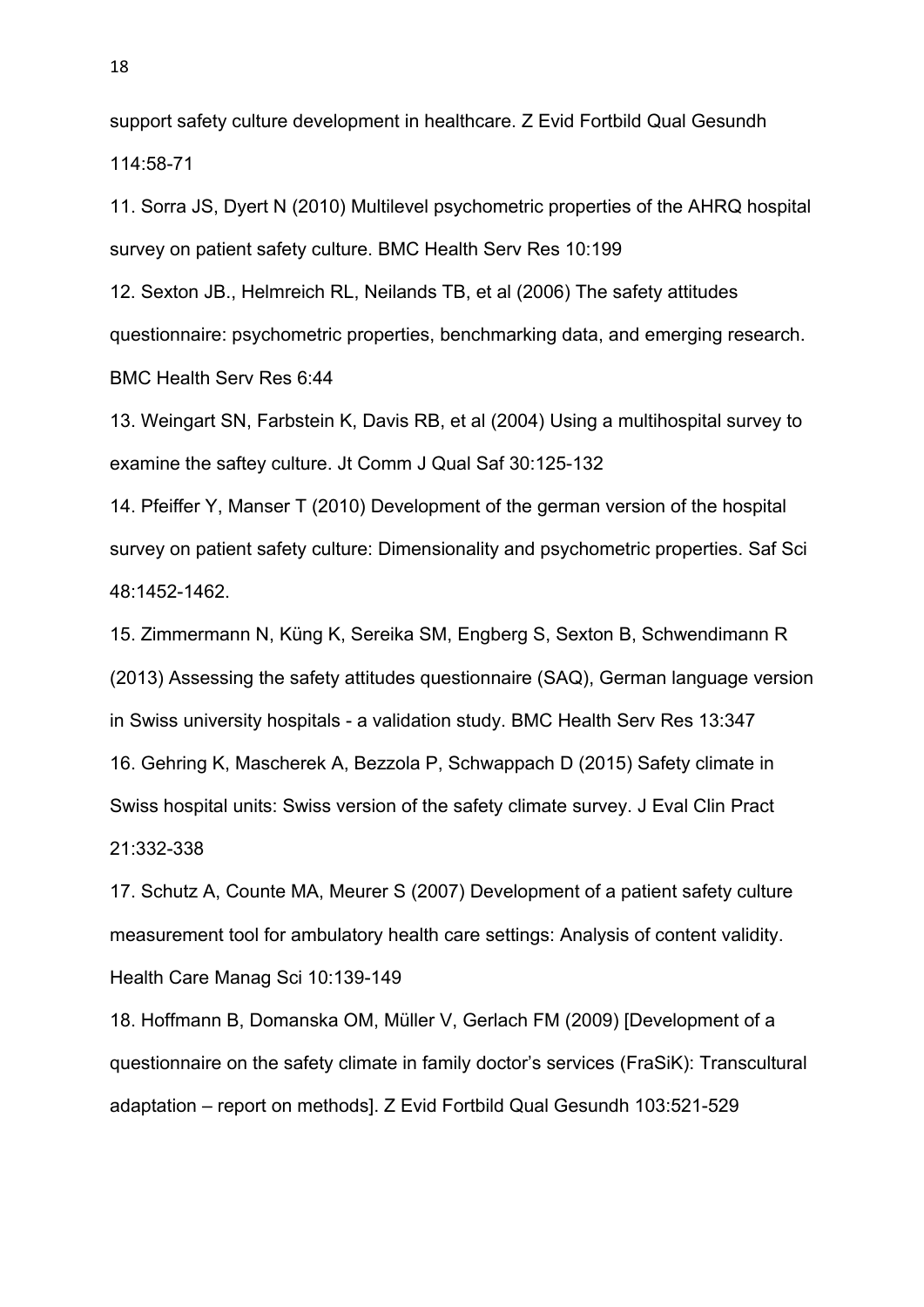support safety culture development in healthcare. Z Evid Fortbild Qual Gesundh 114:58-71

11. Sorra JS, Dyert N (2010) Multilevel psychometric properties of the AHRQ hospital survey on patient safety culture. BMC Health Serv Res 10:199

12. Sexton JB., Helmreich RL, Neilands TB, et al (2006) The safety attitudes questionnaire: psychometric properties, benchmarking data, and emerging research. BMC Health Serv Res 6:44

13. Weingart SN, Farbstein K, Davis RB, et al (2004) Using a multihospital survey to examine the saftey culture. Jt Comm J Qual Saf 30:125-132

14. Pfeiffer Y, Manser T (2010) Development of the german version of the hospital survey on patient safety culture: Dimensionality and psychometric properties. Saf Sci 48:1452-1462.

15. Zimmermann N, Küng K, Sereika SM, Engberg S, Sexton B, Schwendimann R (2013) Assessing the safety attitudes questionnaire (SAQ), German language version in Swiss university hospitals - a validation study. BMC Health Serv Res 13:347

16. Gehring K, Mascherek A, Bezzola P, Schwappach D (2015) Safety climate in Swiss hospital units: Swiss version of the safety climate survey. J Eval Clin Pract 21:332-338

17. Schutz A, Counte MA, Meurer S (2007) Development of a patient safety culture measurement tool for ambulatory health care settings: Analysis of content validity. Health Care Manag Sci 10:139-149

18. Hoffmann B, Domanska OM, Müller V, Gerlach FM (2009) [Development of a questionnaire on the safety climate in family doctor's services (FraSiK): Transcultural adaptation – report on methods]. Z Evid Fortbild Qual Gesundh 103:521-529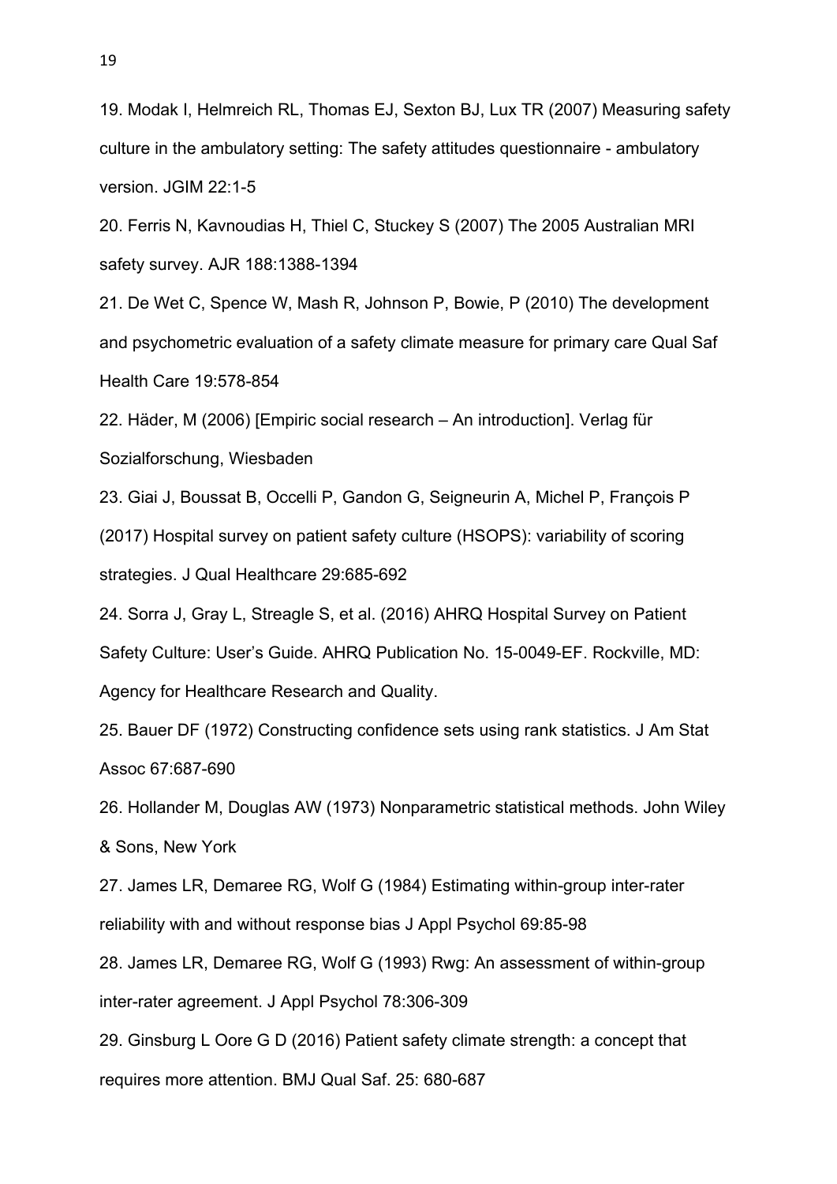19. Modak I, Helmreich RL, Thomas EJ, Sexton BJ, Lux TR (2007) Measuring safety culture in the ambulatory setting: The safety attitudes questionnaire - ambulatory version. JGIM 22:1-5

20. Ferris N, Kavnoudias H, Thiel C, Stuckey S (2007) The 2005 Australian MRI safety survey. AJR 188:1388-1394

21. De Wet C, Spence W, Mash R, Johnson P, Bowie, P (2010) The development and psychometric evaluation of a safety climate measure for primary care Qual Saf Health Care 19:578-854

22. Häder, M (2006) [Empiric social research – An introduction]. Verlag für Sozialforschung, Wiesbaden

23. Giai J, Boussat B, Occelli P, Gandon G, Seigneurin A, Michel P, François P (2017) Hospital survey on patient safety culture (HSOPS): variability of scoring strategies. J Qual Healthcare 29:685-692

24. Sorra J, Gray L, Streagle S, et al. (2016) AHRQ Hospital Survey on Patient Safety Culture: User's Guide. AHRQ Publication No. 15-0049-EF. Rockville, MD: Agency for Healthcare Research and Quality.

25. Bauer DF (1972) Constructing confidence sets using rank statistics. J Am Stat Assoc 67:687-690

26. Hollander M, Douglas AW (1973) Nonparametric statistical methods. John Wiley & Sons, New York

27. James LR, Demaree RG, Wolf G (1984) Estimating within-group inter-rater reliability with and without response bias J Appl Psychol 69:85-98

28. James LR, Demaree RG, Wolf G (1993) Rwg: An assessment of within-group inter-rater agreement. J Appl Psychol 78:306-309

29. Ginsburg L Oore G D (2016) Patient safety climate strength: a concept that requires more attention. BMJ Qual Saf. 25: 680-687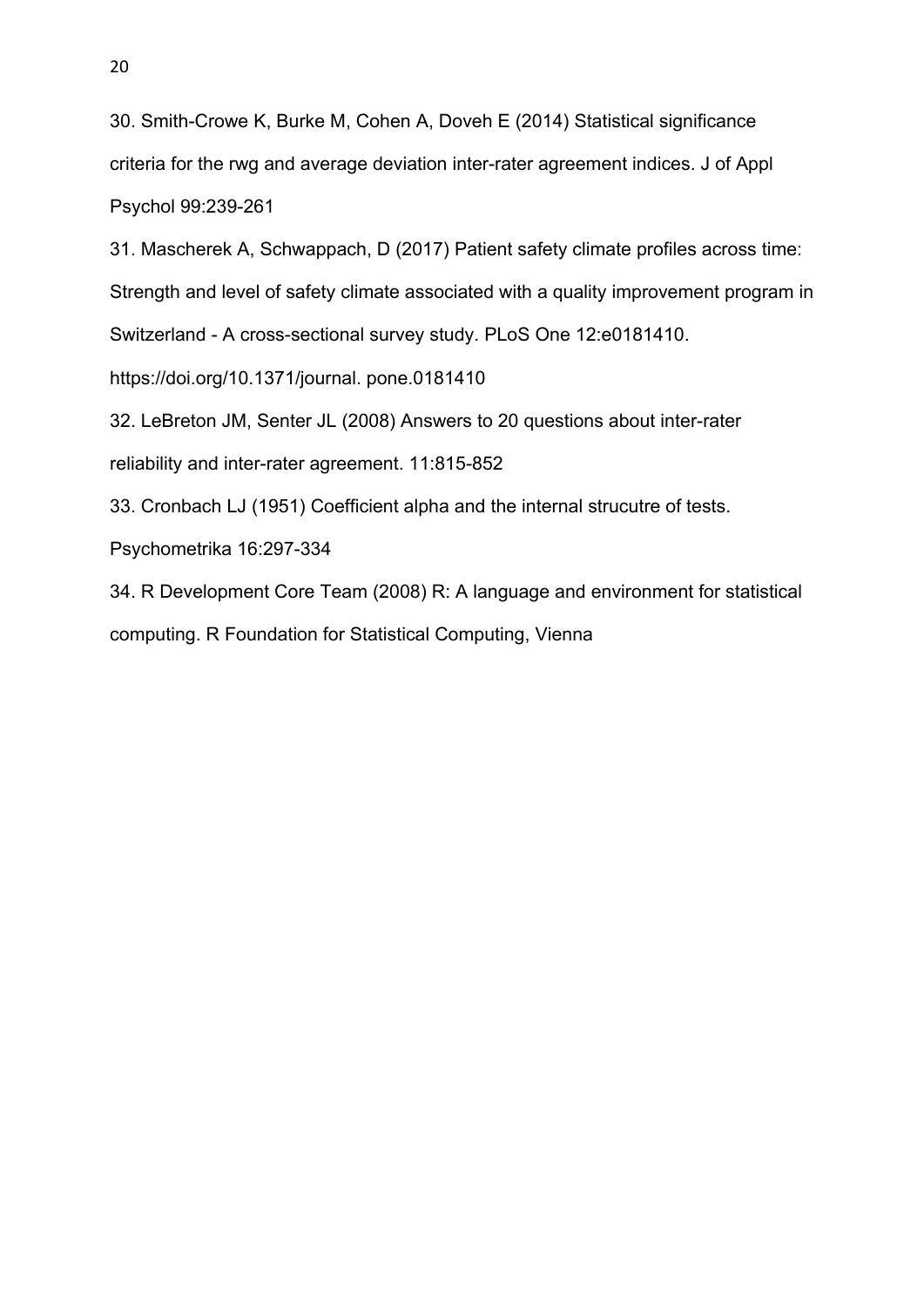30. Smith-Crowe K, Burke M, Cohen A, Doveh E (2014) Statistical significance criteria for the rwg and average deviation inter-rater agreement indices. J of Appl Psychol 99:239-261

31. Mascherek A, Schwappach, D (2017) Patient safety climate profiles across time: Strength and level of safety climate associated with a quality improvement program in Switzerland - A cross-sectional survey study. PLoS One 12:e0181410. https://doi.org/10.1371/journal. pone.0181410

32. LeBreton JM, Senter JL (2008) Answers to 20 questions about inter-rater reliability and inter-rater agreement. 11:815-852

33. Cronbach LJ (1951) Coefficient alpha and the internal strucutre of tests. Psychometrika 16:297-334

34. R Development Core Team (2008) R: A language and environment for statistical computing. R Foundation for Statistical Computing, Vienna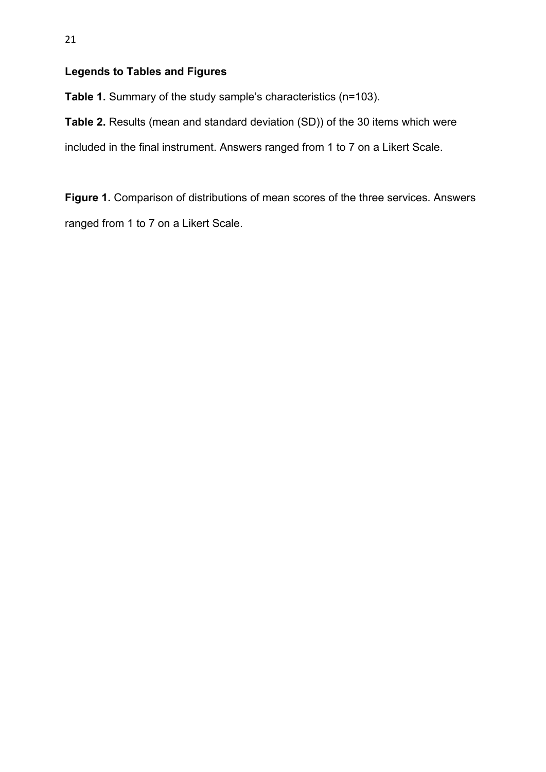## Legends to Tables and Figures

**Table 1.** Summary of the study sample's characteristics (n=103).

**Table 2.** Results (mean and standard deviation (SD)) of the 30 items which were included in the final instrument. Answers ranged from 1 to 7 on a Likert Scale.

**Figure 1.** Comparison of distributions of mean scores of the three services. Answers ranged from 1 to 7 on a Likert Scale.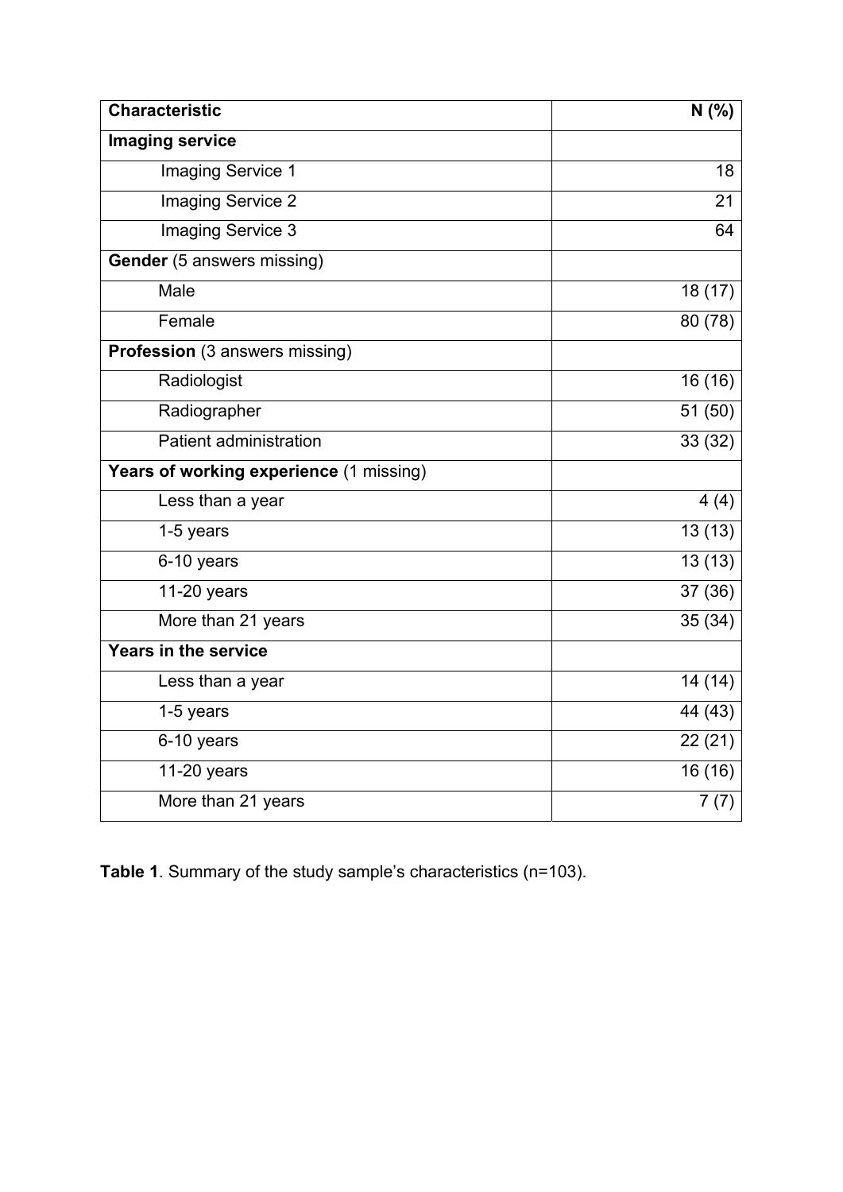| Characteristic | N (%) |
|---|---|
| **Imaging service** | |
| Imaging Service 1 | 18 |
| Imaging Service 2 | 21 |
| Imaging Service 3 | 64 |
| **Gender** (5 answers missing) | |
| Male | 18 (17) |
| Female | 80 (78) |
| **Profession** (3 answers missing) | |
| Radiologist | 16 (16) |
| Radiographer | 51 (50) |
| Patient administration | 33 (32) |
| **Years of working experience** (1 missing) | |
| Less than a year | 4 (4) |
| 1-5 years | 13 (13) |
| 6-10 years | 13 (13) |
| 11-20 years | 37 (36) |
| More than 21 years | 35 (34) |
| **Years in the service** | |
| Less than a year | 14 (14) |
| 1-5 years | 44 (43) |
| 6-10 years | 22 (21) |
| 11-20 years | 16 (16) |
| More than 21 years | 7 (7) |

**Table 1**. Summary of the study sample's characteristics (n=103).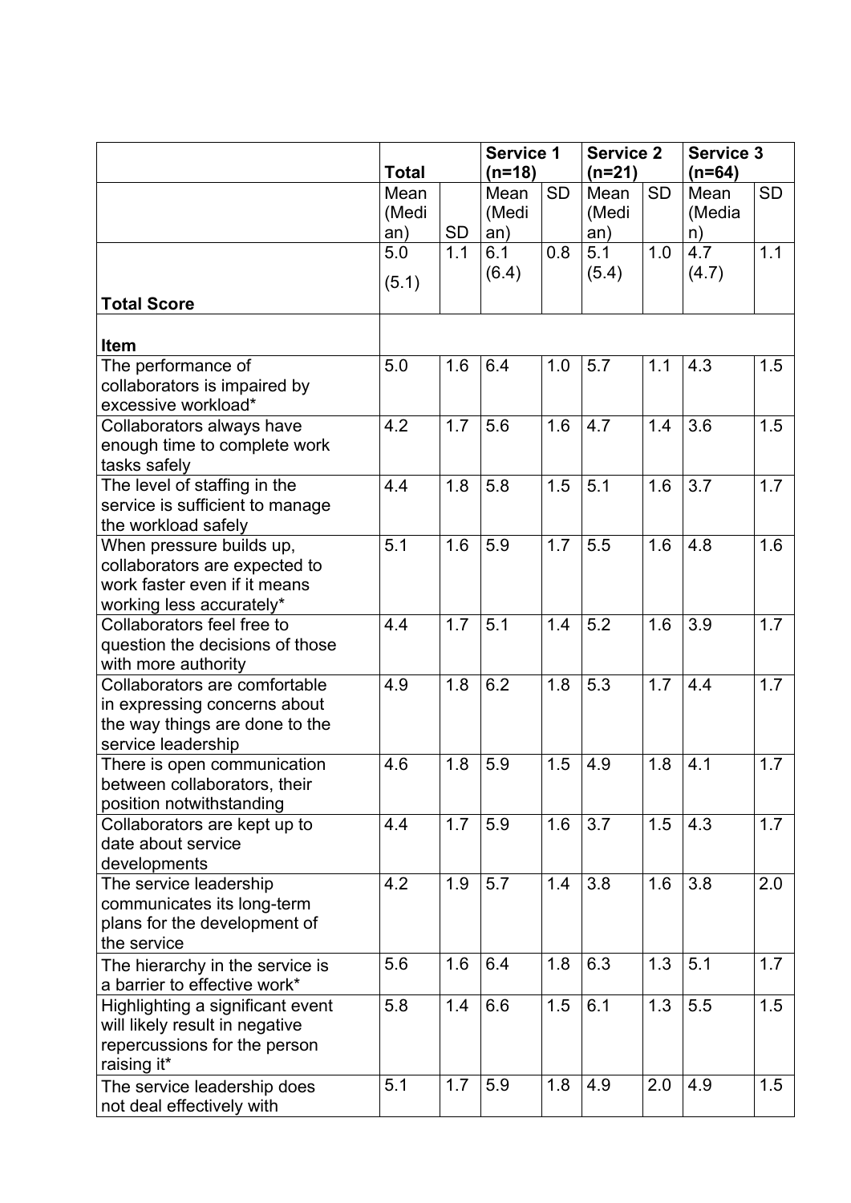| | Total | | Service 1 (n=18) | | Service 2 (n=21) | | Service 3 (n=64) | |
|---|---|---|---|---|---|---|---|---|
| | Mean (Median) | SD | Mean (Median) | SD | Mean (Median) | SD | Mean (Median) | SD |
| **Total Score** | 5.0 (5.1) | 1.1 | 6.1 (6.4) | 0.8 | 5.1 (5.4) | 1.0 | 4.7 (4.7) | 1.1 |
| **Item** | | | | | | | | |
| The performance of collaborators is impaired by excessive workload* | 5.0 | 1.6 | 6.4 | 1.0 | 5.7 | 1.1 | 4.3 | 1.5 |
| Collaborators always have enough time to complete work tasks safely | 4.2 | 1.7 | 5.6 | 1.6 | 4.7 | 1.4 | 3.6 | 1.5 |
| The level of staffing in the service is sufficient to manage the workload safely | 4.4 | 1.8 | 5.8 | 1.5 | 5.1 | 1.6 | 3.7 | 1.7 |
| When pressure builds up, collaborators are expected to work faster even if it means working less accurately* | 5.1 | 1.6 | 5.9 | 1.7 | 5.5 | 1.6 | 4.8 | 1.6 |
| Collaborators feel free to question the decisions of those with more authority | 4.4 | 1.7 | 5.1 | 1.4 | 5.2 | 1.6 | 3.9 | 1.7 |
| Collaborators are comfortable in expressing concerns about the way things are done to the service leadership | 4.9 | 1.8 | 6.2 | 1.8 | 5.3 | 1.7 | 4.4 | 1.7 |
| There is open communication between collaborators, their position notwithstanding | 4.6 | 1.8 | 5.9 | 1.5 | 4.9 | 1.8 | 4.1 | 1.7 |
| Collaborators are kept up to date about service developments | 4.4 | 1.7 | 5.9 | 1.6 | 3.7 | 1.5 | 4.3 | 1.7 |
| The service leadership communicates its long-term plans for the development of the service | 4.2 | 1.9 | 5.7 | 1.4 | 3.8 | 1.6 | 3.8 | 2.0 |
| The hierarchy in the service is a barrier to effective work* | 5.6 | 1.6 | 6.4 | 1.8 | 6.3 | 1.3 | 5.1 | 1.7 |
| Highlighting a significant event will likely result in negative repercussions for the person raising it* | 5.8 | 1.4 | 6.6 | 1.5 | 6.1 | 1.3 | 5.5 | 1.5 |
| The service leadership does not deal effectively with | 5.1 | 1.7 | 5.9 | 1.8 | 4.9 | 2.0 | 4.9 | 1.5 |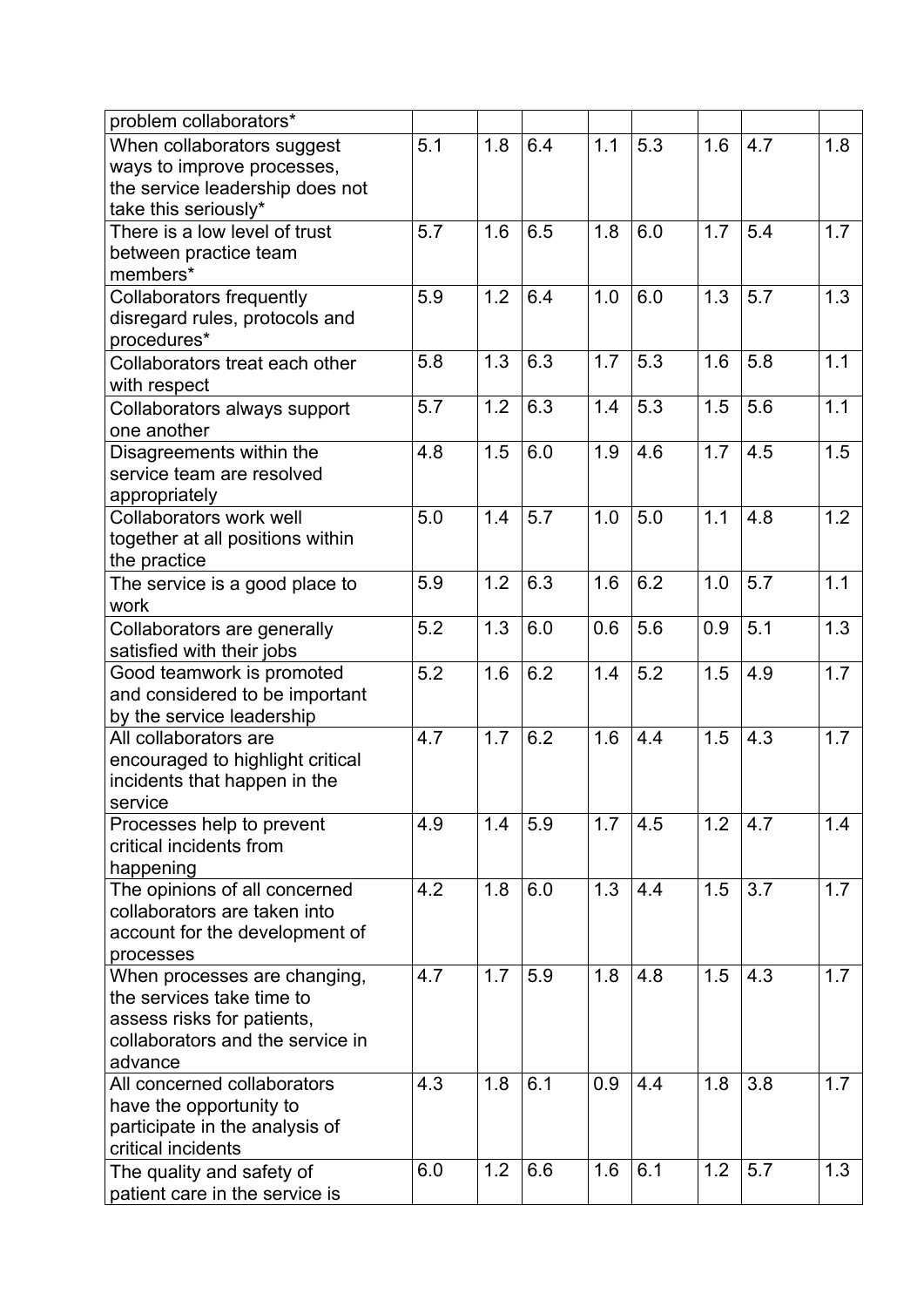| | | | | | | | | |
|---|---|---|---|---|---|---|---|---|
| problem collaborators* | | | | | | | | |
| When collaborators suggest ways to improve processes, the service leadership does not take this seriously* | 5.1 | 1.8 | 6.4 | 1.1 | 5.3 | 1.6 | 4.7 | 1.8 |
| There is a low level of trust between practice team members* | 5.7 | 1.6 | 6.5 | 1.8 | 6.0 | 1.7 | 5.4 | 1.7 |
| Collaborators frequently disregard rules, protocols and procedures* | 5.9 | 1.2 | 6.4 | 1.0 | 6.0 | 1.3 | 5.7 | 1.3 |
| Collaborators treat each other with respect | 5.8 | 1.3 | 6.3 | 1.7 | 5.3 | 1.6 | 5.8 | 1.1 |
| Collaborators always support one another | 5.7 | 1.2 | 6.3 | 1.4 | 5.3 | 1.5 | 5.6 | 1.1 |
| Disagreements within the service team are resolved appropriately | 4.8 | 1.5 | 6.0 | 1.9 | 4.6 | 1.7 | 4.5 | 1.5 |
| Collaborators work well together at all positions within the practice | 5.0 | 1.4 | 5.7 | 1.0 | 5.0 | 1.1 | 4.8 | 1.2 |
| The service is a good place to work | 5.9 | 1.2 | 6.3 | 1.6 | 6.2 | 1.0 | 5.7 | 1.1 |
| Collaborators are generally satisfied with their jobs | 5.2 | 1.3 | 6.0 | 0.6 | 5.6 | 0.9 | 5.1 | 1.3 |
| Good teamwork is promoted and considered to be important by the service leadership | 5.2 | 1.6 | 6.2 | 1.4 | 5.2 | 1.5 | 4.9 | 1.7 |
| All collaborators are encouraged to highlight critical incidents that happen in the service | 4.7 | 1.7 | 6.2 | 1.6 | 4.4 | 1.5 | 4.3 | 1.7 |
| Processes help to prevent critical incidents from happening | 4.9 | 1.4 | 5.9 | 1.7 | 4.5 | 1.2 | 4.7 | 1.4 |
| The opinions of all concerned collaborators are taken into account for the development of processes | 4.2 | 1.8 | 6.0 | 1.3 | 4.4 | 1.5 | 3.7 | 1.7 |
| When processes are changing, the services take time to assess risks for patients, collaborators and the service in advance | 4.7 | 1.7 | 5.9 | 1.8 | 4.8 | 1.5 | 4.3 | 1.7 |
| All concerned collaborators have the opportunity to participate in the analysis of critical incidents | 4.3 | 1.8 | 6.1 | 0.9 | 4.4 | 1.8 | 3.8 | 1.7 |
| The quality and safety of patient care in the service is | 6.0 | 1.2 | 6.6 | 1.6 | 6.1 | 1.2 | 5.7 | 1.3 |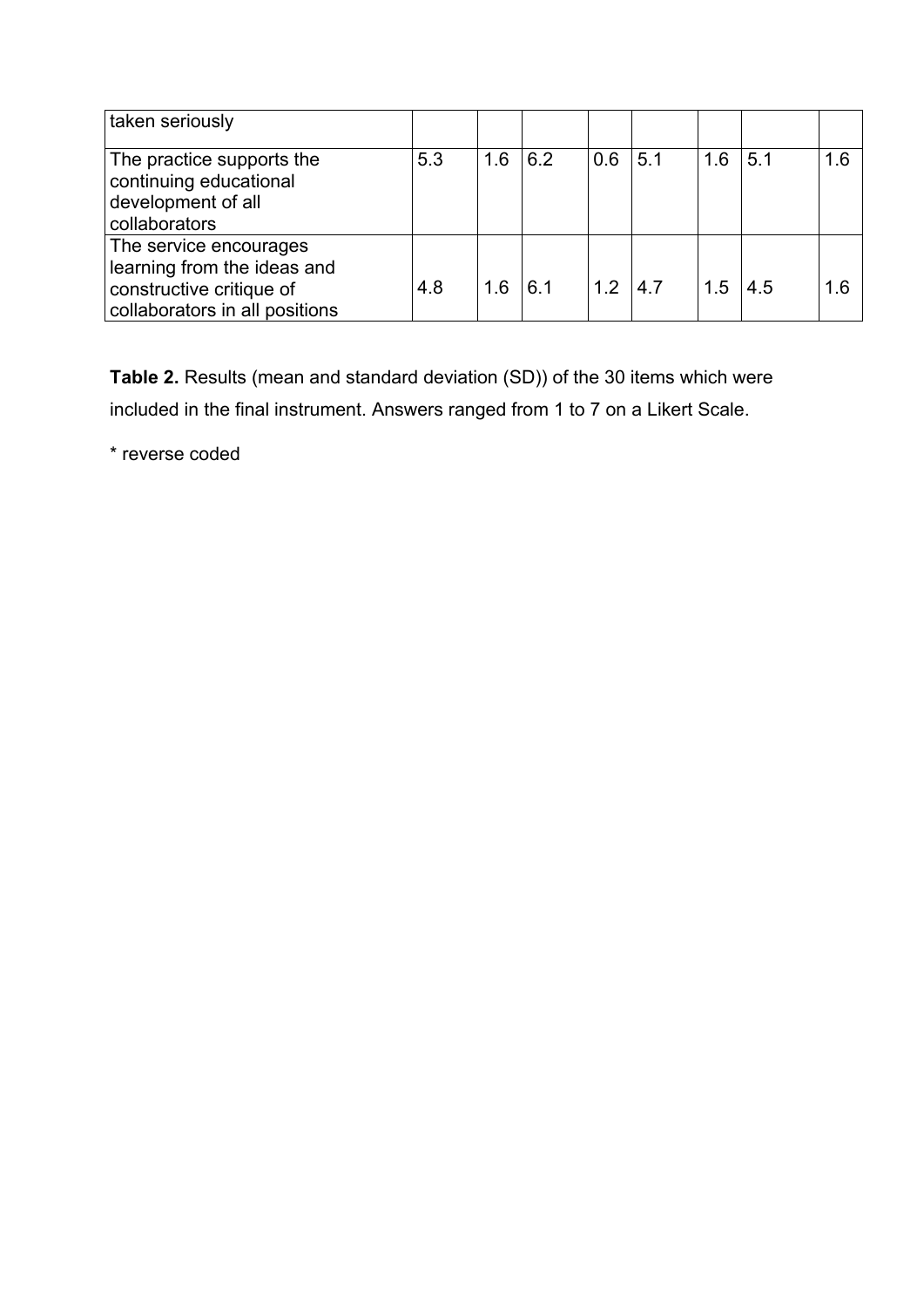| | | | | | | | | |
|---|---|---|---|---|---|---|---|---|
| taken seriously | | | | | | | | |
| The practice supports the continuing educational development of all collaborators | 5.3 | 1.6 | 6.2 | 0.6 | 5.1 | 1.6 | 5.1 | 1.6 |
| The service encourages learning from the ideas and constructive critique of collaborators in all positions | 4.8 | 1.6 | 6.1 | 1.2 | 4.7 | 1.5 | 4.5 | 1.6 |

**Table 2.** Results (mean and standard deviation (SD)) of the 30 items which were included in the final instrument. Answers ranged from 1 to 7 on a Likert Scale.

* reverse coded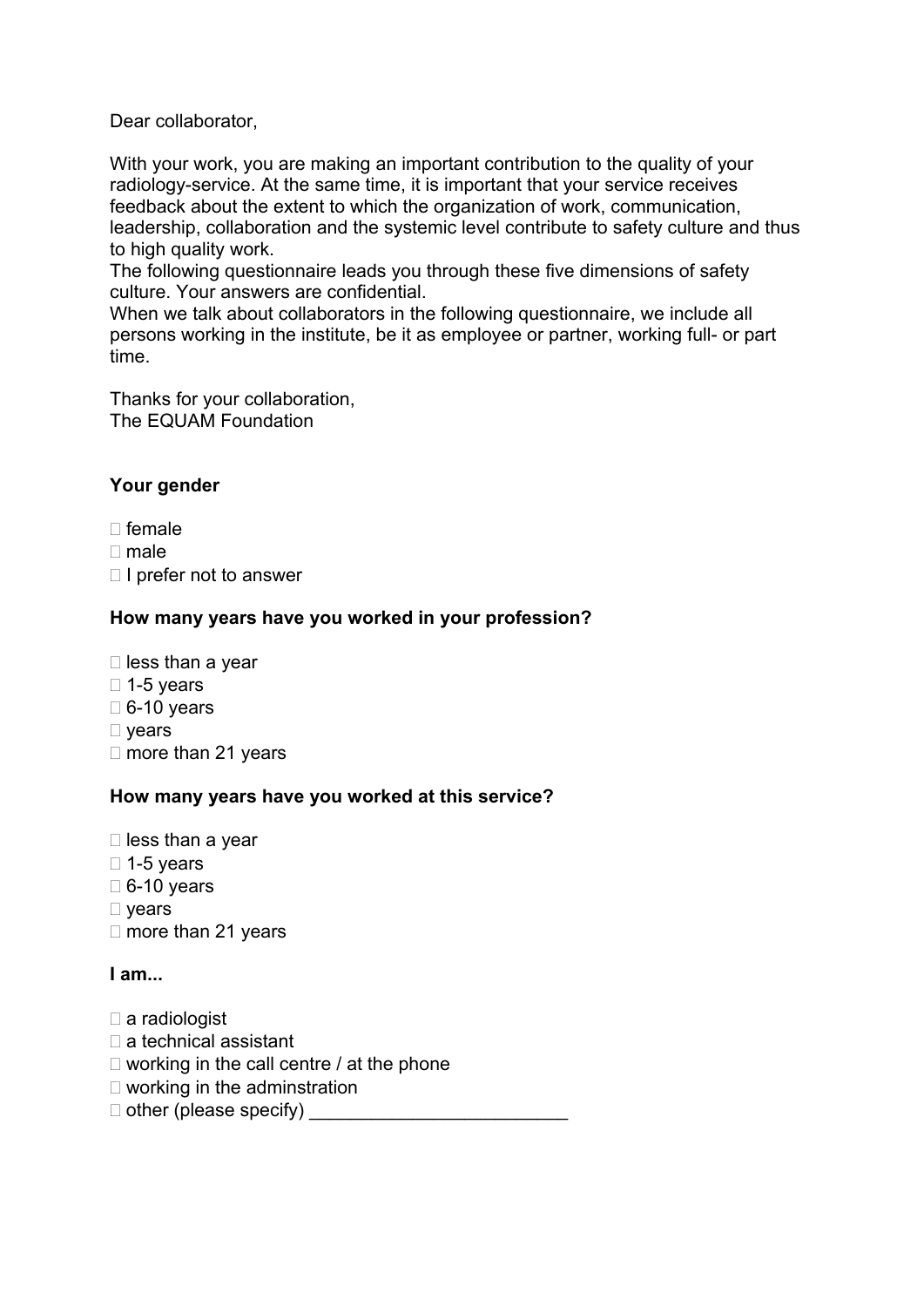Dear collaborator,

With your work, you are making an important contribution to the quality of your radiology-service. At the same time, it is important that your service receives feedback about the extent to which the organization of work, communication, leadership, collaboration and the systemic level contribute to safety culture and thus to high quality work.
The following questionnaire leads you through these five dimensions of safety culture. Your answers are confidential.
When we talk about collaborators in the following questionnaire, we include all persons working in the institute, be it as employee or partner, working full- or part time.

Thanks for your collaboration,
The EQUAM Foundation

**Your gender**

- female
- male
- I prefer not to answer

**How many years have you worked in your profession?**

- less than a year
- 1-5 years
- 6-10 years
- years
- more than 21 years

**How many years have you worked at this service?**

- less than a year
- 1-5 years
- 6-10 years
- years
- more than 21 years

**I am...**

- a radiologist
- a technical assistant
- working in the call centre / at the phone
- working in the adminstration
- other (please specify) _________________________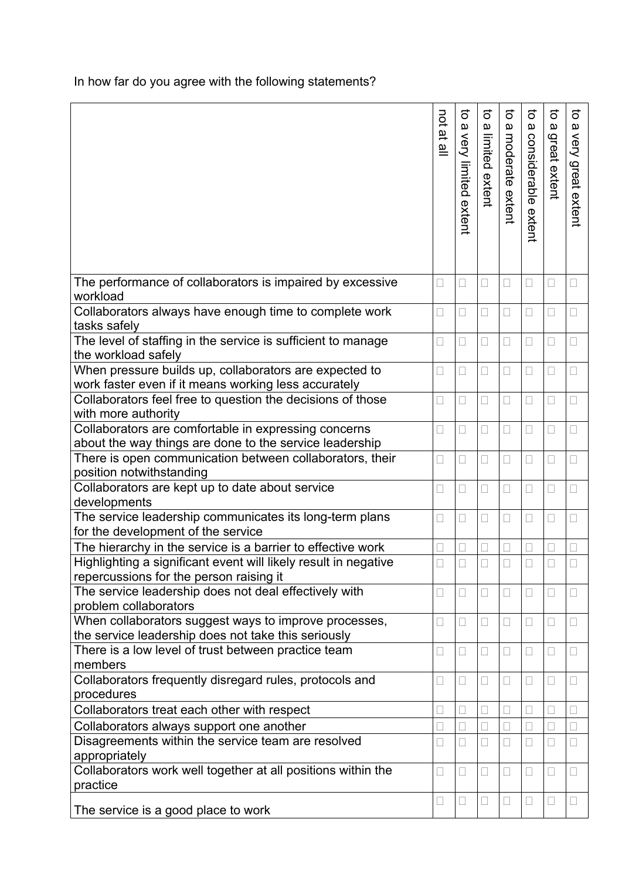In how far do you agree with the following statements?

| | not at all | to a very limited extent | to a limited extent | to a moderate extent | to a considerable extent | to a great extent | to a very great extent |
|---|---|---|---|---|---|---|---|
| The performance of collaborators is impaired by excessive workload | ☐ | ☐ | ☐ | ☐ | ☐ | ☐ | ☐ |
| Collaborators always have enough time to complete work tasks safely | ☐ | ☐ | ☐ | ☐ | ☐ | ☐ | ☐ |
| The level of staffing in the service is sufficient to manage the workload safely | ☐ | ☐ | ☐ | ☐ | ☐ | ☐ | ☐ |
| When pressure builds up, collaborators are expected to work faster even if it means working less accurately | ☐ | ☐ | ☐ | ☐ | ☐ | ☐ | ☐ |
| Collaborators feel free to question the decisions of those with more authority | ☐ | ☐ | ☐ | ☐ | ☐ | ☐ | ☐ |
| Collaborators are comfortable in expressing concerns about the way things are done to the service leadership | ☐ | ☐ | ☐ | ☐ | ☐ | ☐ | ☐ |
| There is open communication between collaborators, their position notwithstanding | ☐ | ☐ | ☐ | ☐ | ☐ | ☐ | ☐ |
| Collaborators are kept up to date about service developments | ☐ | ☐ | ☐ | ☐ | ☐ | ☐ | ☐ |
| The service leadership communicates its long-term plans for the development of the service | ☐ | ☐ | ☐ | ☐ | ☐ | ☐ | ☐ |
| The hierarchy in the service is a barrier to effective work | ☐ | ☐ | ☐ | ☐ | ☐ | ☐ | ☐ |
| Highlighting a significant event will likely result in negative repercussions for the person raising it | ☐ | ☐ | ☐ | ☐ | ☐ | ☐ | ☐ |
| The service leadership does not deal effectively with problem collaborators | ☐ | ☐ | ☐ | ☐ | ☐ | ☐ | ☐ |
| When collaborators suggest ways to improve processes, the service leadership does not take this seriously | ☐ | ☐ | ☐ | ☐ | ☐ | ☐ | ☐ |
| There is a low level of trust between practice team members | ☐ | ☐ | ☐ | ☐ | ☐ | ☐ | ☐ |
| Collaborators frequently disregard rules, protocols and procedures | ☐ | ☐ | ☐ | ☐ | ☐ | ☐ | ☐ |
| Collaborators treat each other with respect | ☐ | ☐ | ☐ | ☐ | ☐ | ☐ | ☐ |
| Collaborators always support one another | ☐ | ☐ | ☐ | ☐ | ☐ | ☐ | ☐ |
| Disagreements within the service team are resolved appropriately | ☐ | ☐ | ☐ | ☐ | ☐ | ☐ | ☐ |
| Collaborators work well together at all positions within the practice | ☐ | ☐ | ☐ | ☐ | ☐ | ☐ | ☐ |
| The service is a good place to work | ☐ | ☐ | ☐ | ☐ | ☐ | ☐ | ☐ |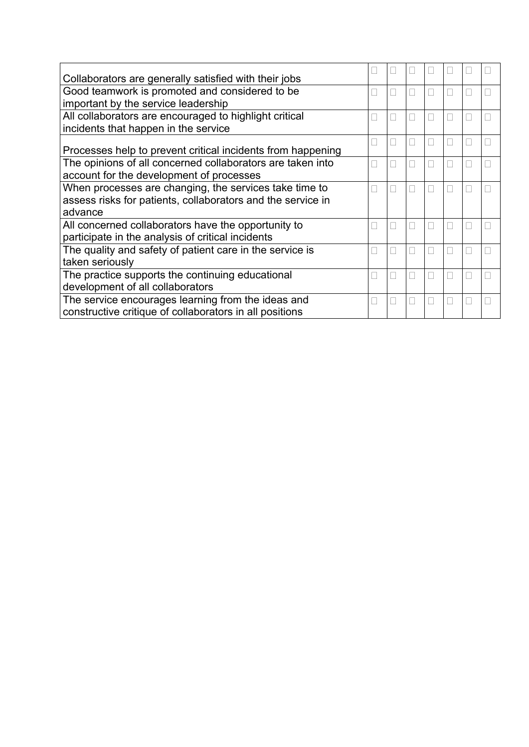| | | | | | | | |
|---|---|---|---|---|---|---|---|
| Collaborators are generally satisfied with their jobs | ☐ | ☐ | ☐ | ☐ | ☐ | ☐ | ☐ |
| Good teamwork is promoted and considered to be important by the service leadership | ☐ | ☐ | ☐ | ☐ | ☐ | ☐ | ☐ |
| All collaborators are encouraged to highlight critical incidents that happen in the service | ☐ | ☐ | ☐ | ☐ | ☐ | ☐ | ☐ |
| Processes help to prevent critical incidents from happening | ☐ | ☐ | ☐ | ☐ | ☐ | ☐ | ☐ |
| The opinions of all concerned collaborators are taken into account for the development of processes | ☐ | ☐ | ☐ | ☐ | ☐ | ☐ | ☐ |
| When processes are changing, the services take time to assess risks for patients, collaborators and the service in advance | ☐ | ☐ | ☐ | ☐ | ☐ | ☐ | ☐ |
| All concerned collaborators have the opportunity to participate in the analysis of critical incidents | ☐ | ☐ | ☐ | ☐ | ☐ | ☐ | ☐ |
| The quality and safety of patient care in the service is taken seriously | ☐ | ☐ | ☐ | ☐ | ☐ | ☐ | ☐ |
| The practice supports the continuing educational development of all collaborators | ☐ | ☐ | ☐ | ☐ | ☐ | ☐ | ☐ |
| The service encourages learning from the ideas and constructive critique of collaborators in all positions | ☐ | ☐ | ☐ | ☐ | ☐ | ☐ | ☐ |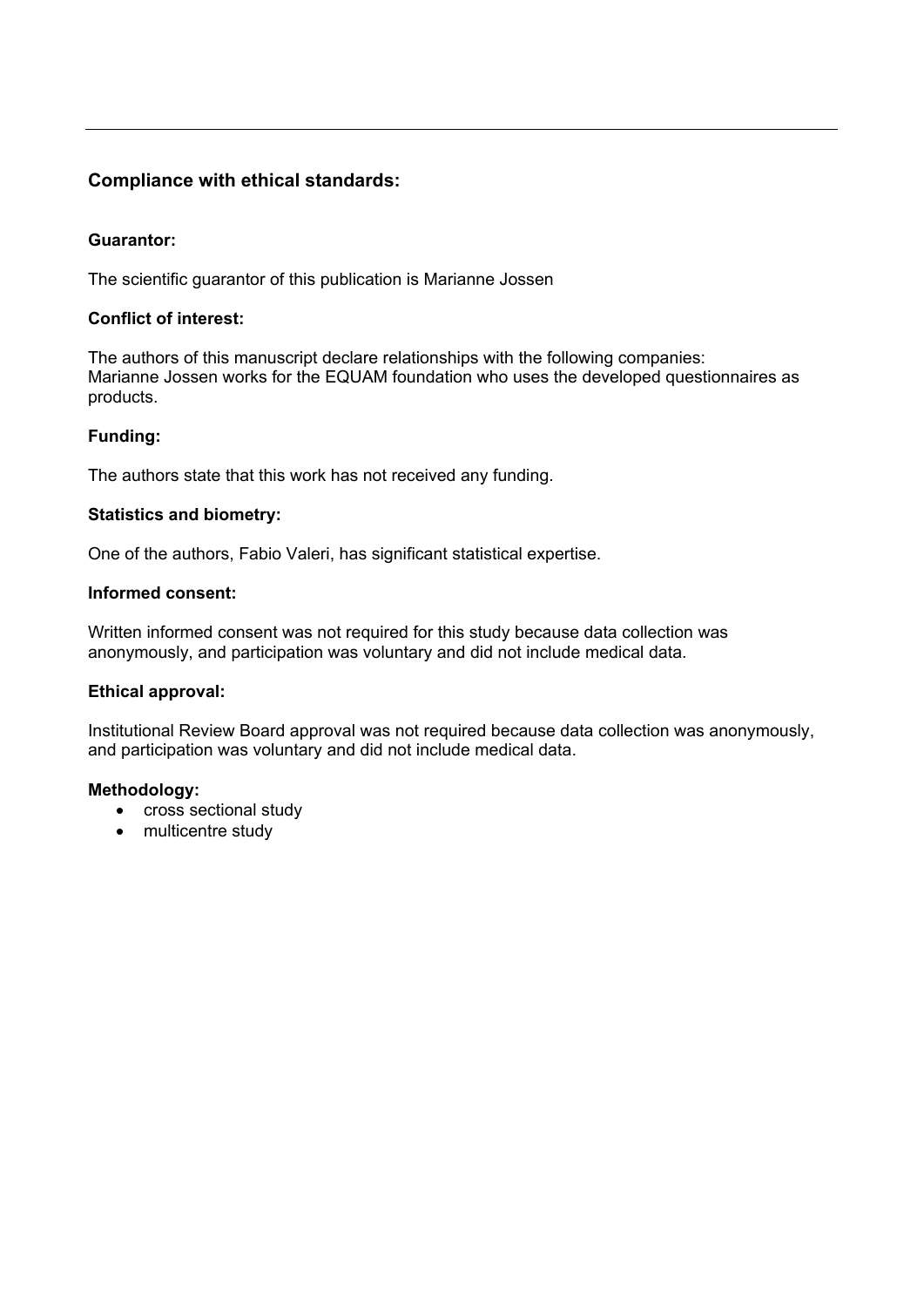## Compliance with ethical standards:

### Guarantor:

The scientific guarantor of this publication is Marianne Jossen

### Conflict of interest:

The authors of this manuscript declare relationships with the following companies:
Marianne Jossen works for the EQUAM foundation who uses the developed questionnaires as products.

### Funding:

The authors state that this work has not received any funding.

### Statistics and biometry:

One of the authors, Fabio Valeri, has significant statistical expertise.

### Informed consent:

Written informed consent was not required for this study because data collection was anonymously, and participation was voluntary and did not include medical data.

### Ethical approval:

Institutional Review Board approval was not required because data collection was anonymously, and participation was voluntary and did not include medical data.

### Methodology:

- cross sectional study
- multicentre study